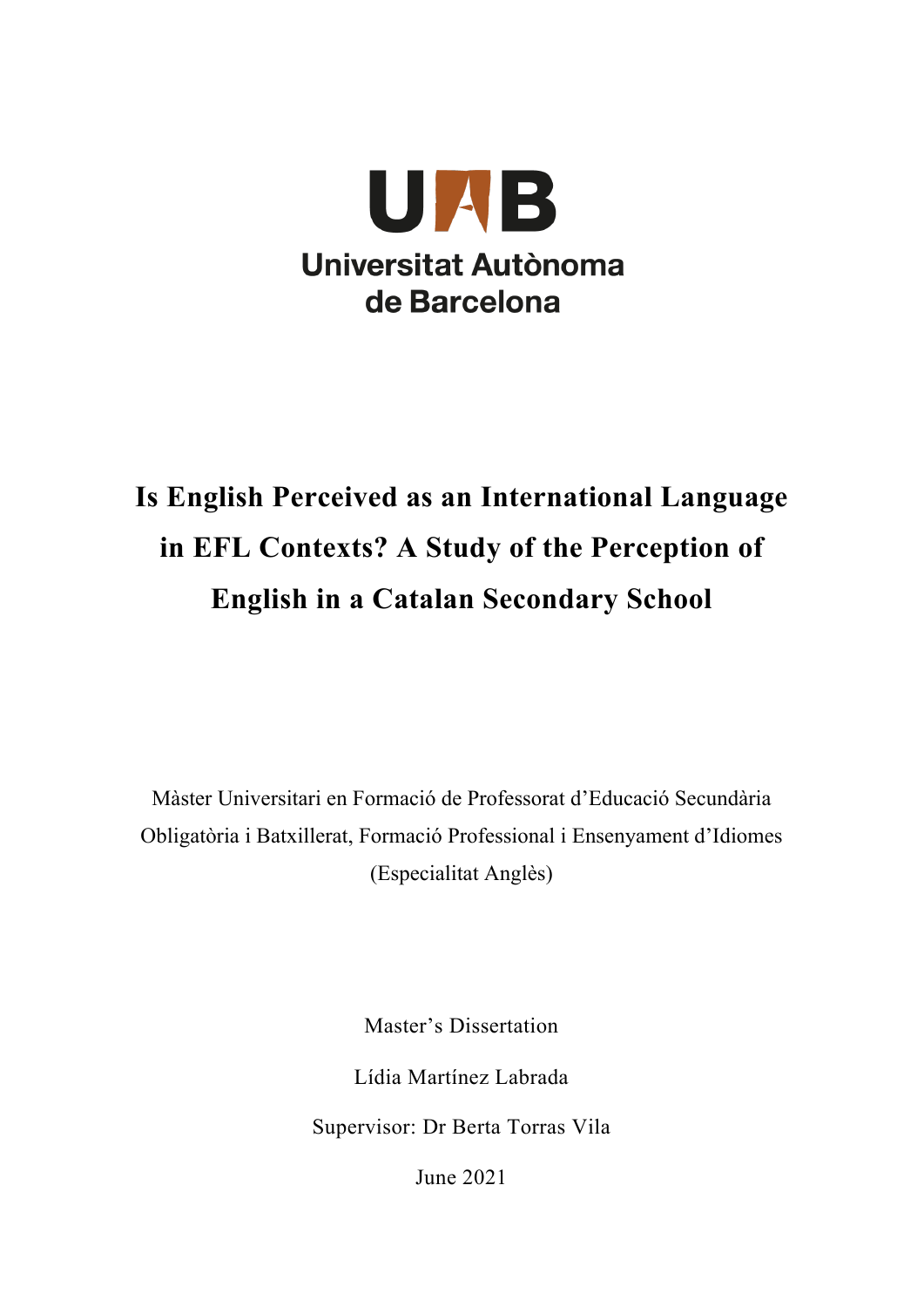Universitat Autònoma de Barcelona

# Is English Perceived as an International Language in EFL Contexts? A Study of the Perception of English in a Catalan Secondary School

Màster Universitari en Formació de Professorat d'Educació Secundària Obligatòria i Batxillerat, Formació Professional i Ensenyament d'Idiomes (Especialitat Anglès)

Master's Dissertation

Lídia Martínez Labrada

Supervisor: Dr Berta Torras Vila

June 2021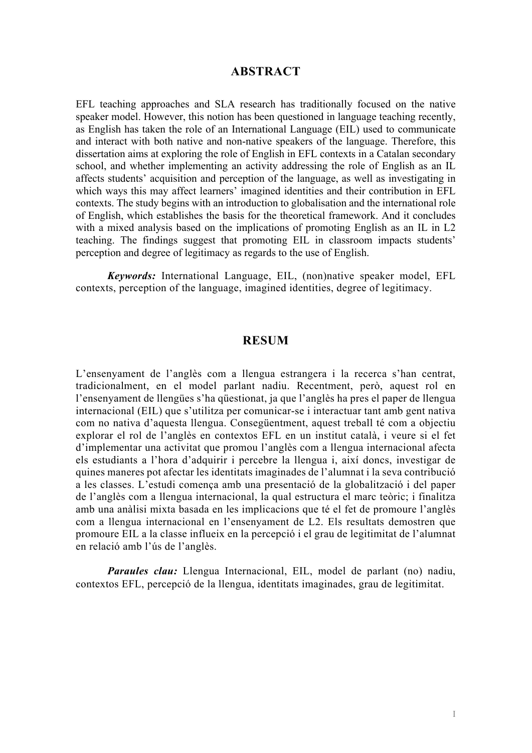## ABSTRACT

EFL teaching approaches and SLA research has traditionally focused on the native speaker model. However, this notion has been questioned in language teaching recently, as English has taken the role of an International Language (EIL) used to communicate and interact with both native and non-native speakers of the language. Therefore, this dissertation aims at exploring the role of English in EFL contexts in a Catalan secondary school, and whether implementing an activity addressing the role of English as an IL affects students' acquisition and perception of the language, as well as investigating in which ways this may affect learners' imagined identities and their contribution in EFL contexts. The study begins with an introduction to globalisation and the international role of English, which establishes the basis for the theoretical framework. And it concludes with a mixed analysis based on the implications of promoting English as an IL in L2 teaching. The findings suggest that promoting EIL in classroom impacts students' perception and degree of legitimacy as regards to the use of English.

***Keywords:*** International Language, EIL, (non)native speaker model, EFL contexts, perception of the language, imagined identities, degree of legitimacy.

## RESUM

L'ensenyament de l'anglès com a llengua estrangera i la recerca s'han centrat, tradicionalment, en el model parlant nadiu. Recentment, però, aquest rol en l'ensenyament de llengües s'ha qüestionat, ja que l'anglès ha pres el paper de llengua internacional (EIL) que s'utilitza per comunicar-se i interactuar tant amb gent nativa com no nativa d'aquesta llengua. Conseqüentment, aquest treball té com a objectiu explorar el rol de l'anglès en contextos EFL en un institut català, i veure si el fet d'implementar una activitat que promou l'anglès com a llengua internacional afecta els estudiants a l'hora d'adquirir i percebre la llengua i, així doncs, investigar de quines maneres pot afectar les identitats imaginades de l'alumnat i la seva contribució a les classes. L'estudi comença amb una presentació de la globalització i del paper de l'anglès com a llengua internacional, la qual estructura el marc teòric; i finalitza amb una anàlisi mixta basada en les implicacions que té el fet de promoure l'anglès com a llengua internacional en l'ensenyament de L2. Els resultats demostren que promoure EIL a la classe influeix en la percepció i el grau de legitimitat de l'alumnat en relació amb l'ús de l'anglès.

***Paraules clau:*** Llengua Internacional, EIL, model de parlant (no) nadiu, contextos EFL, percepció de la llengua, identitats imaginades, grau de legitimitat.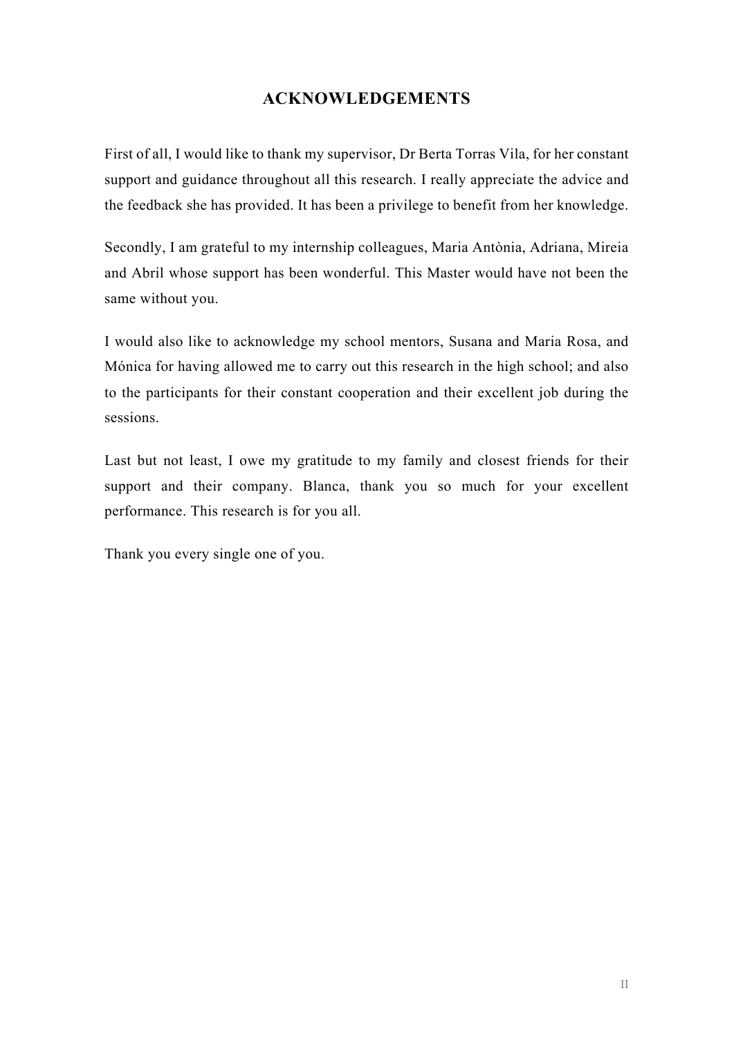# ACKNOWLEDGEMENTS

First of all, I would like to thank my supervisor, Dr Berta Torras Vila, for her constant support and guidance throughout all this research. I really appreciate the advice and the feedback she has provided. It has been a privilege to benefit from her knowledge.

Secondly, I am grateful to my internship colleagues, Maria Antònia, Adriana, Mireia and Abril whose support has been wonderful. This Master would have not been the same without you.

I would also like to acknowledge my school mentors, Susana and Maria Rosa, and Mónica for having allowed me to carry out this research in the high school; and also to the participants for their constant cooperation and their excellent job during the sessions.

Last but not least, I owe my gratitude to my family and closest friends for their support and their company. Blanca, thank you so much for your excellent performance. This research is for you all.

Thank you every single one of you.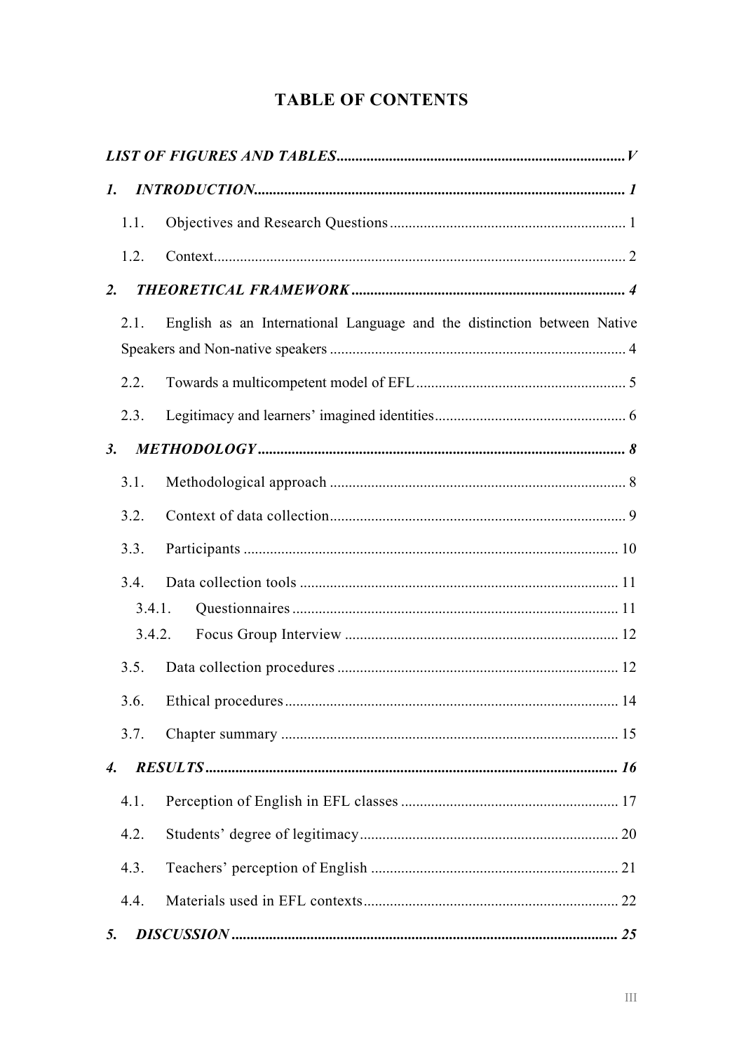# TABLE OF CONTENTS

*LIST OF FIGURES AND TABLES* ........................................................................ V

**1. *INTRODUCTION*** ........................................................................................ **1**

1.1. Objectives and Research Questions ............................................................ 1

1.2. Context ........................................................................................................ 2

**2. *THEORETICAL FRAMEWORK*** ........................................................................ **4**

2.1. English as an International Language and the distinction between Native Speakers and Non-native speakers ............................................................................ 4

2.2. Towards a multicompetent model of EFL .................................................... 5

2.3. Legitimacy and learners' imagined identities ................................................ 6

**3. *METHODOLOGY*** ............................................................................................ **8**

3.1. Methodological approach .............................................................................. 8

3.2. Context of data collection .............................................................................. 9

3.3. Participants ................................................................................................. 10

3.4. Data collection tools .................................................................................... 11

3.4.1. Questionnaires ........................................................................................ 11

3.4.2. Focus Group Interview ............................................................................ 12

3.5. Data collection procedures .......................................................................... 12

3.6. Ethical procedures ....................................................................................... 14

3.7. Chapter summary ........................................................................................ 15

**4. *RESULTS*** ....................................................................................................... **16**

4.1. Perception of English in EFL classes .......................................................... 17

4.2. Students' degree of legitimacy ..................................................................... 20

4.3. Teachers' perception of English .................................................................. 21

4.4. Materials used in EFL contexts .................................................................... 22

**5. *DISCUSSION*** ................................................................................................. **25**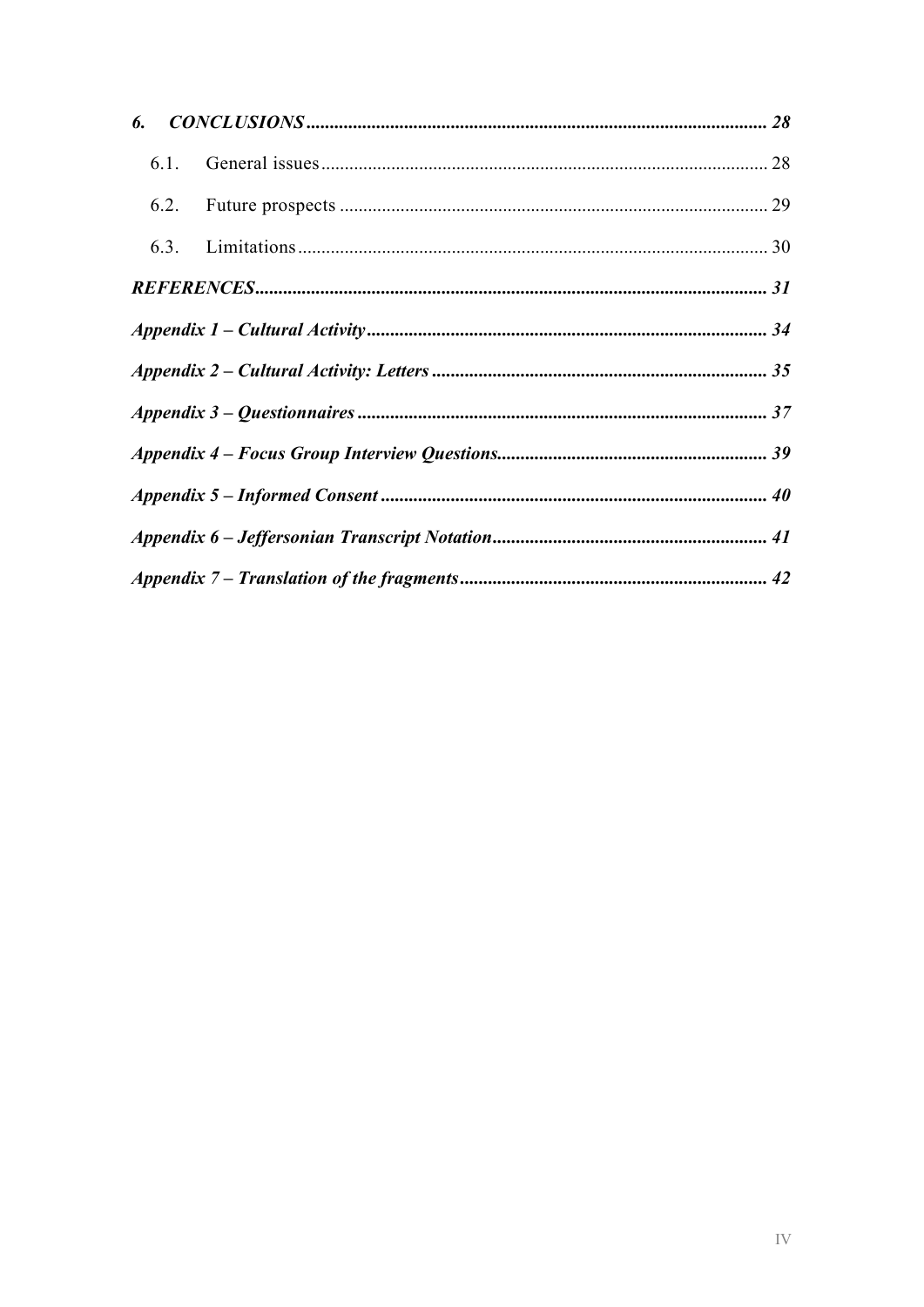***6. CONCLUSIONS*** ***28***

6.1. General issues 28

6.2. Future prospects 29

6.3. Limitations 30

***REFERENCES*** ***31***

***Appendix 1 – Cultural Activity*** ***34***

***Appendix 2 – Cultural Activity: Letters*** ***35***

***Appendix 3 – Questionnaires*** ***37***

***Appendix 4 – Focus Group Interview Questions*** ***39***

***Appendix 5 – Informed Consent*** ***40***

***Appendix 6 – Jeffersonian Transcript Notation*** ***41***

***Appendix 7 – Translation of the fragments*** ***42***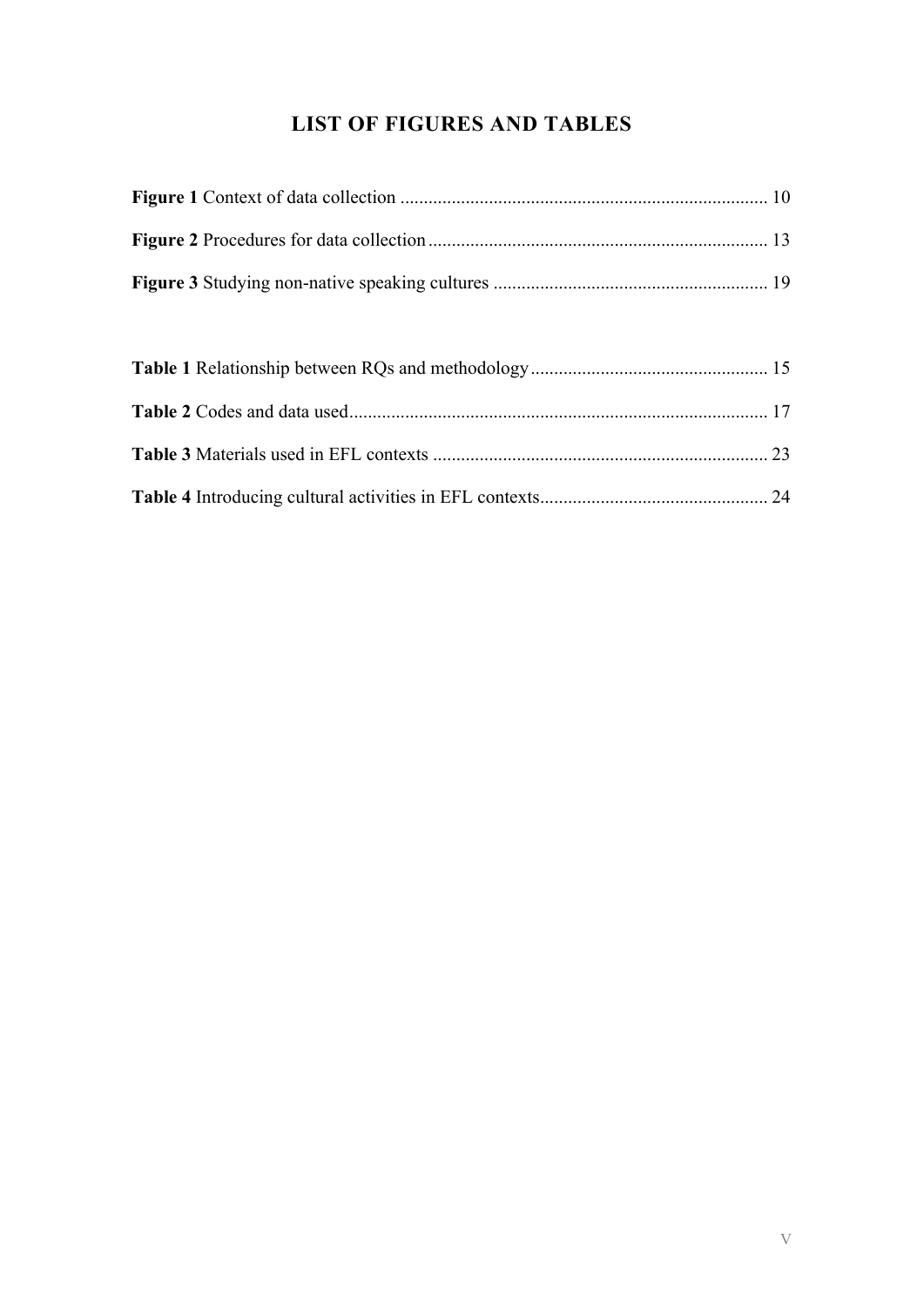# LIST OF FIGURES AND TABLES

**Figure 1** Context of data collection ............................................................................. 10

**Figure 2** Procedures for data collection ........................................................................ 13

**Figure 3** Studying non-native speaking cultures .......................................................... 19

**Table 1** Relationship between RQs and methodology .................................................. 15

**Table 2** Codes and data used ......................................................................................... 17

**Table 3** Materials used in EFL contexts ....................................................................... 23

**Table 4** Introducing cultural activities in EFL contexts ................................................ 24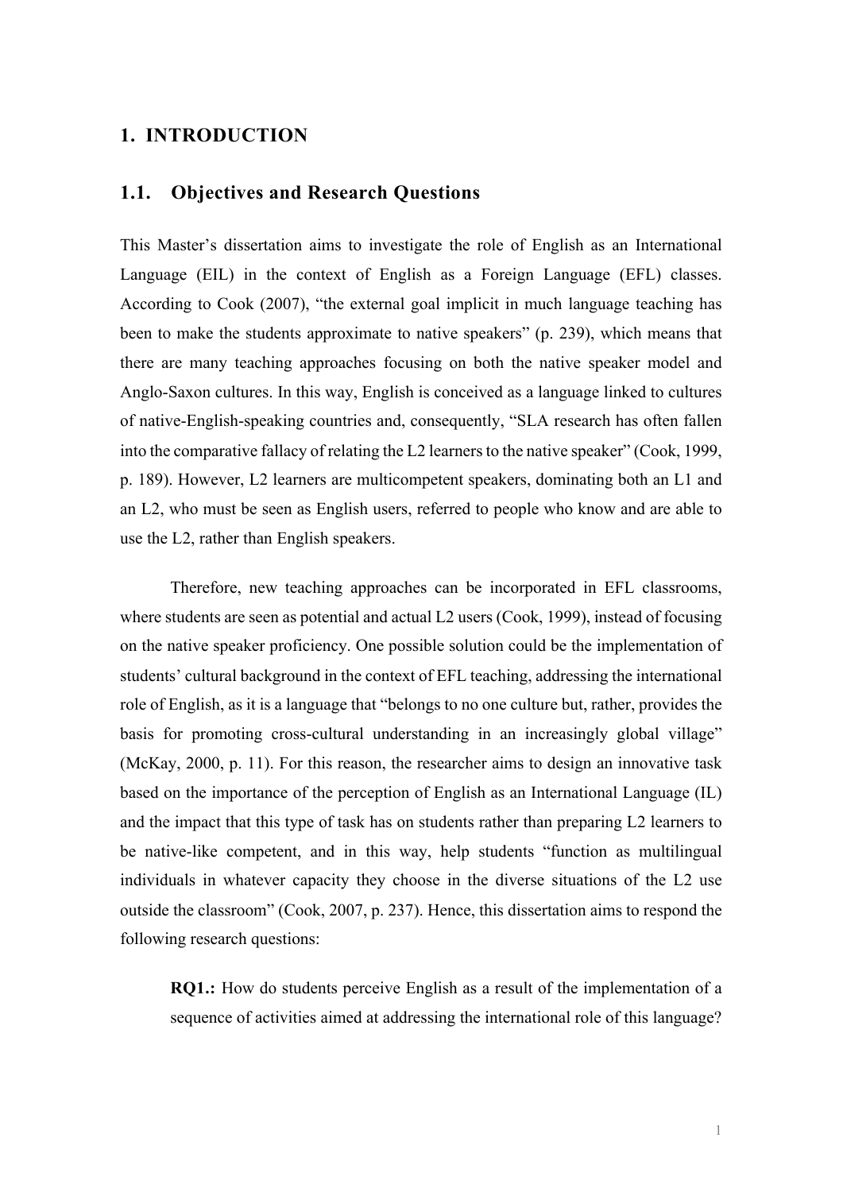# 1. INTRODUCTION

## 1.1. Objectives and Research Questions

This Master's dissertation aims to investigate the role of English as an International Language (EIL) in the context of English as a Foreign Language (EFL) classes. According to Cook (2007), "the external goal implicit in much language teaching has been to make the students approximate to native speakers" (p. 239), which means that there are many teaching approaches focusing on both the native speaker model and Anglo-Saxon cultures. In this way, English is conceived as a language linked to cultures of native-English-speaking countries and, consequently, "SLA research has often fallen into the comparative fallacy of relating the L2 learners to the native speaker" (Cook, 1999, p. 189). However, L2 learners are multicompetent speakers, dominating both an L1 and an L2, who must be seen as English users, referred to people who know and are able to use the L2, rather than English speakers.

Therefore, new teaching approaches can be incorporated in EFL classrooms, where students are seen as potential and actual L2 users (Cook, 1999), instead of focusing on the native speaker proficiency. One possible solution could be the implementation of students' cultural background in the context of EFL teaching, addressing the international role of English, as it is a language that "belongs to no one culture but, rather, provides the basis for promoting cross-cultural understanding in an increasingly global village" (McKay, 2000, p. 11). For this reason, the researcher aims to design an innovative task based on the importance of the perception of English as an International Language (IL) and the impact that this type of task has on students rather than preparing L2 learners to be native-like competent, and in this way, help students "function as multilingual individuals in whatever capacity they choose in the diverse situations of the L2 use outside the classroom" (Cook, 2007, p. 237). Hence, this dissertation aims to respond the following research questions:

> **RQ1.:** How do students perceive English as a result of the implementation of a sequence of activities aimed at addressing the international role of this language?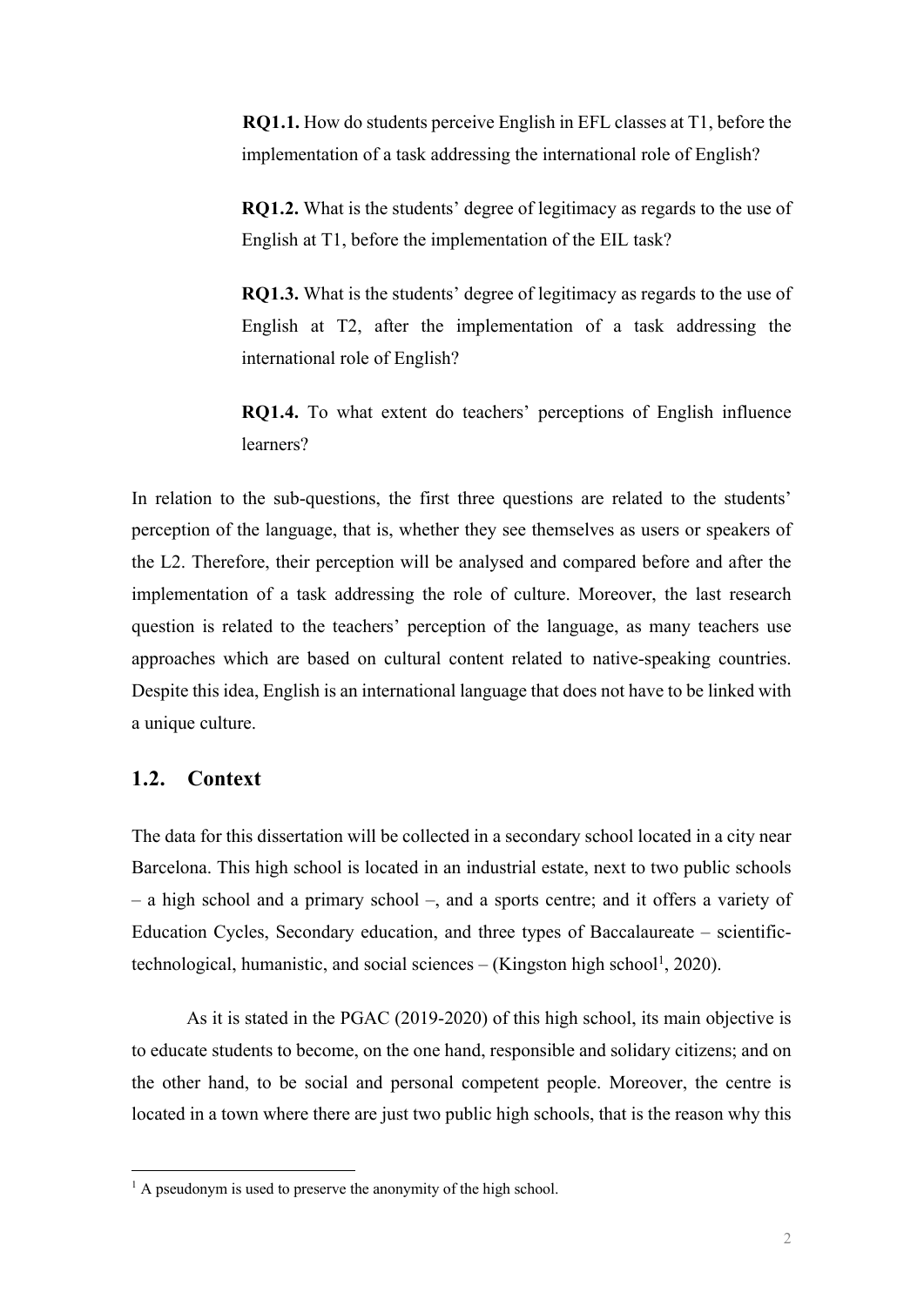**RQ1.1.** How do students perceive English in EFL classes at T1, before the implementation of a task addressing the international role of English?

**RQ1.2.** What is the students' degree of legitimacy as regards to the use of English at T1, before the implementation of the EIL task?

**RQ1.3.** What is the students' degree of legitimacy as regards to the use of English at T2, after the implementation of a task addressing the international role of English?

**RQ1.4.** To what extent do teachers' perceptions of English influence learners?

In relation to the sub-questions, the first three questions are related to the students' perception of the language, that is, whether they see themselves as users or speakers of the L2. Therefore, their perception will be analysed and compared before and after the implementation of a task addressing the role of culture. Moreover, the last research question is related to the teachers' perception of the language, as many teachers use approaches which are based on cultural content related to native-speaking countries. Despite this idea, English is an international language that does not have to be linked with a unique culture.

## 1.2. Context

The data for this dissertation will be collected in a secondary school located in a city near Barcelona. This high school is located in an industrial estate, next to two public schools – a high school and a primary school –, and a sports centre; and it offers a variety of Education Cycles, Secondary education, and three types of Baccalaureate – scientific-technological, humanistic, and social sciences – (Kingston high school[1], 2020).

As it is stated in the PGAC (2019-2020) of this high school, its main objective is to educate students to become, on the one hand, responsible and solidary citizens; and on the other hand, to be social and personal competent people. Moreover, the centre is located in a town where there are just two public high schools, that is the reason why this

[1] A pseudonym is used to preserve the anonymity of the high school.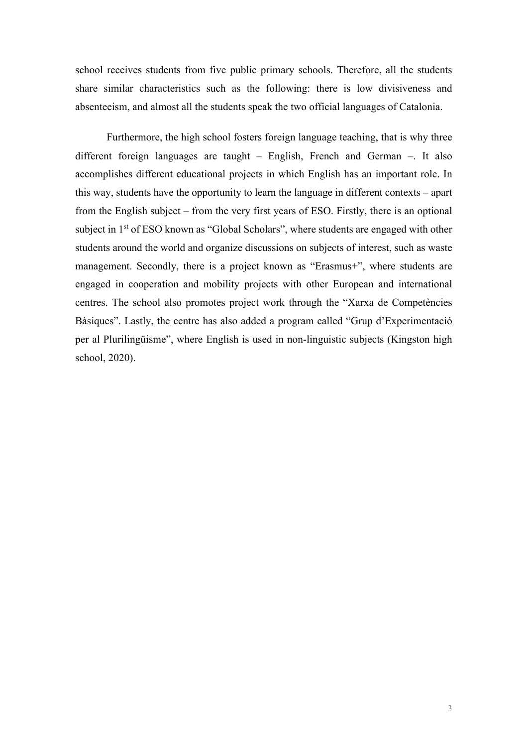school receives students from five public primary schools. Therefore, all the students share similar characteristics such as the following: there is low divisiveness and absenteeism, and almost all the students speak the two official languages of Catalonia.

Furthermore, the high school fosters foreign language teaching, that is why three different foreign languages are taught – English, French and German –. It also accomplishes different educational projects in which English has an important role. In this way, students have the opportunity to learn the language in different contexts – apart from the English subject – from the very first years of ESO. Firstly, there is an optional subject in 1st of ESO known as "Global Scholars", where students are engaged with other students around the world and organize discussions on subjects of interest, such as waste management. Secondly, there is a project known as "Erasmus+", where students are engaged in cooperation and mobility projects with other European and international centres. The school also promotes project work through the "Xarxa de Competències Bàsiques". Lastly, the centre has also added a program called "Grup d'Experimentació per al Plurilingüisme", where English is used in non-linguistic subjects (Kingston high school, 2020).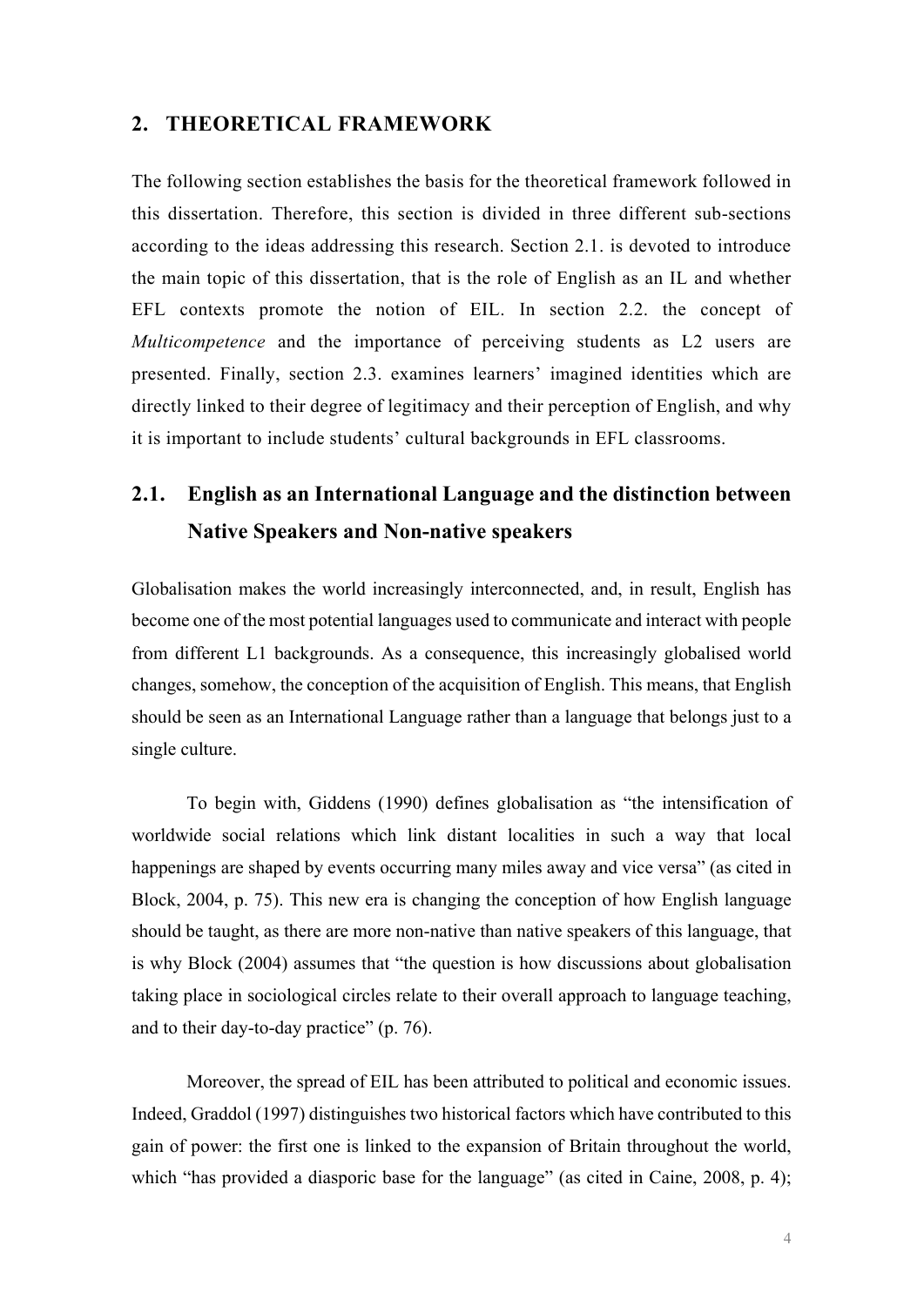## 2. THEORETICAL FRAMEWORK

The following section establishes the basis for the theoretical framework followed in this dissertation. Therefore, this section is divided in three different sub-sections according to the ideas addressing this research. Section 2.1. is devoted to introduce the main topic of this dissertation, that is the role of English as an IL and whether EFL contexts promote the notion of EIL. In section 2.2. the concept of *Multicompetence* and the importance of perceiving students as L2 users are presented. Finally, section 2.3. examines learners' imagined identities which are directly linked to their degree of legitimacy and their perception of English, and why it is important to include students' cultural backgrounds in EFL classrooms.

### 2.1. English as an International Language and the distinction between Native Speakers and Non-native speakers

Globalisation makes the world increasingly interconnected, and, in result, English has become one of the most potential languages used to communicate and interact with people from different L1 backgrounds. As a consequence, this increasingly globalised world changes, somehow, the conception of the acquisition of English. This means, that English should be seen as an International Language rather than a language that belongs just to a single culture.

To begin with, Giddens (1990) defines globalisation as "the intensification of worldwide social relations which link distant localities in such a way that local happenings are shaped by events occurring many miles away and vice versa" (as cited in Block, 2004, p. 75). This new era is changing the conception of how English language should be taught, as there are more non-native than native speakers of this language, that is why Block (2004) assumes that "the question is how discussions about globalisation taking place in sociological circles relate to their overall approach to language teaching, and to their day-to-day practice" (p. 76).

Moreover, the spread of EIL has been attributed to political and economic issues. Indeed, Graddol (1997) distinguishes two historical factors which have contributed to this gain of power: the first one is linked to the expansion of Britain throughout the world, which "has provided a diasporic base for the language" (as cited in Caine, 2008, p. 4);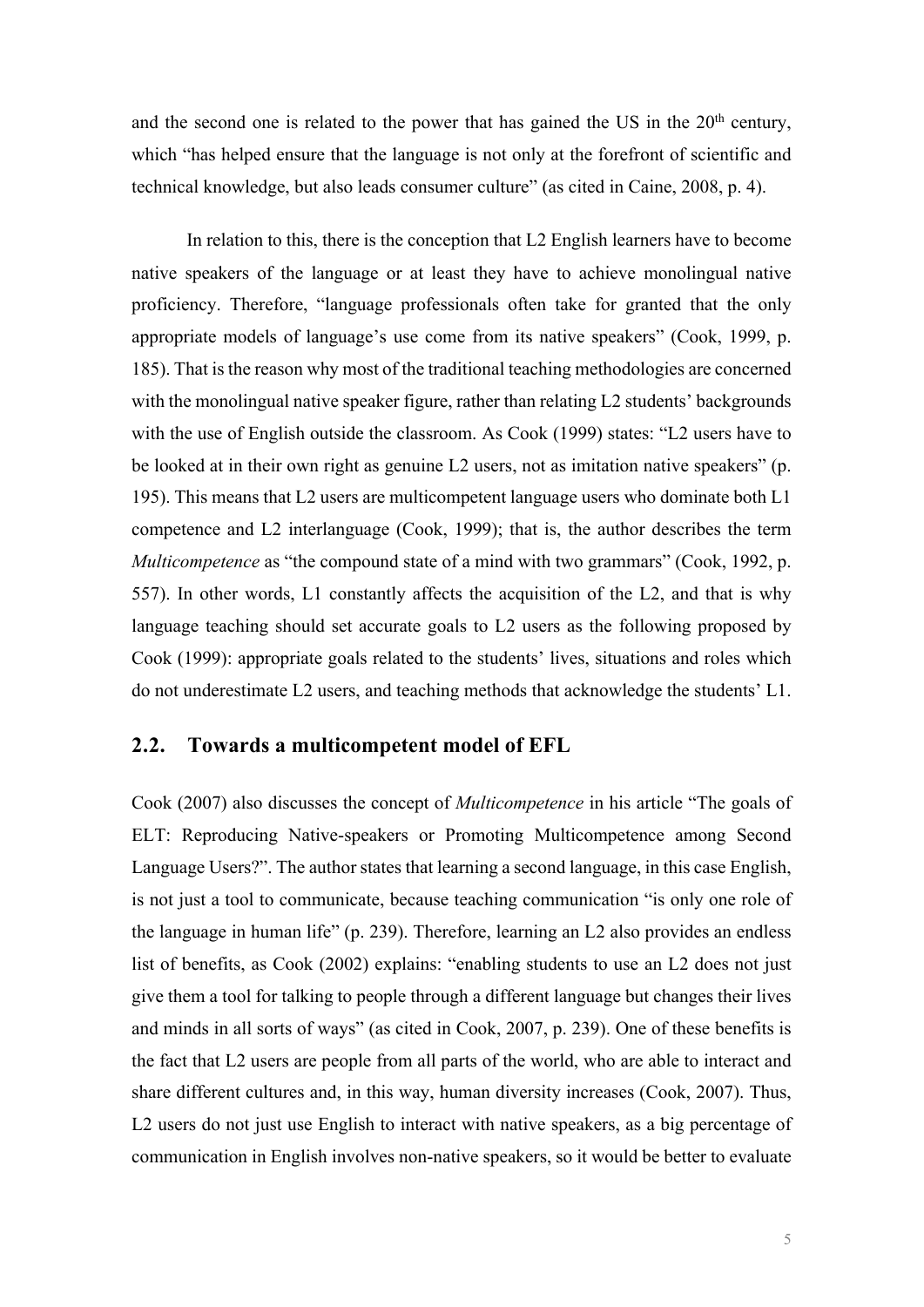and the second one is related to the power that has gained the US in the 20th century, which "has helped ensure that the language is not only at the forefront of scientific and technical knowledge, but also leads consumer culture" (as cited in Caine, 2008, p. 4).

In relation to this, there is the conception that L2 English learners have to become native speakers of the language or at least they have to achieve monolingual native proficiency. Therefore, "language professionals often take for granted that the only appropriate models of language's use come from its native speakers" (Cook, 1999, p. 185). That is the reason why most of the traditional teaching methodologies are concerned with the monolingual native speaker figure, rather than relating L2 students' backgrounds with the use of English outside the classroom. As Cook (1999) states: "L2 users have to be looked at in their own right as genuine L2 users, not as imitation native speakers" (p. 195). This means that L2 users are multicompetent language users who dominate both L1 competence and L2 interlanguage (Cook, 1999); that is, the author describes the term *Multicompetence* as "the compound state of a mind with two grammars" (Cook, 1992, p. 557). In other words, L1 constantly affects the acquisition of the L2, and that is why language teaching should set accurate goals to L2 users as the following proposed by Cook (1999): appropriate goals related to the students' lives, situations and roles which do not underestimate L2 users, and teaching methods that acknowledge the students' L1.

## 2.2. Towards a multicompetent model of EFL

Cook (2007) also discusses the concept of *Multicompetence* in his article "The goals of ELT: Reproducing Native-speakers or Promoting Multicompetence among Second Language Users?". The author states that learning a second language, in this case English, is not just a tool to communicate, because teaching communication "is only one role of the language in human life" (p. 239). Therefore, learning an L2 also provides an endless list of benefits, as Cook (2002) explains: "enabling students to use an L2 does not just give them a tool for talking to people through a different language but changes their lives and minds in all sorts of ways" (as cited in Cook, 2007, p. 239). One of these benefits is the fact that L2 users are people from all parts of the world, who are able to interact and share different cultures and, in this way, human diversity increases (Cook, 2007). Thus, L2 users do not just use English to interact with native speakers, as a big percentage of communication in English involves non-native speakers, so it would be better to evaluate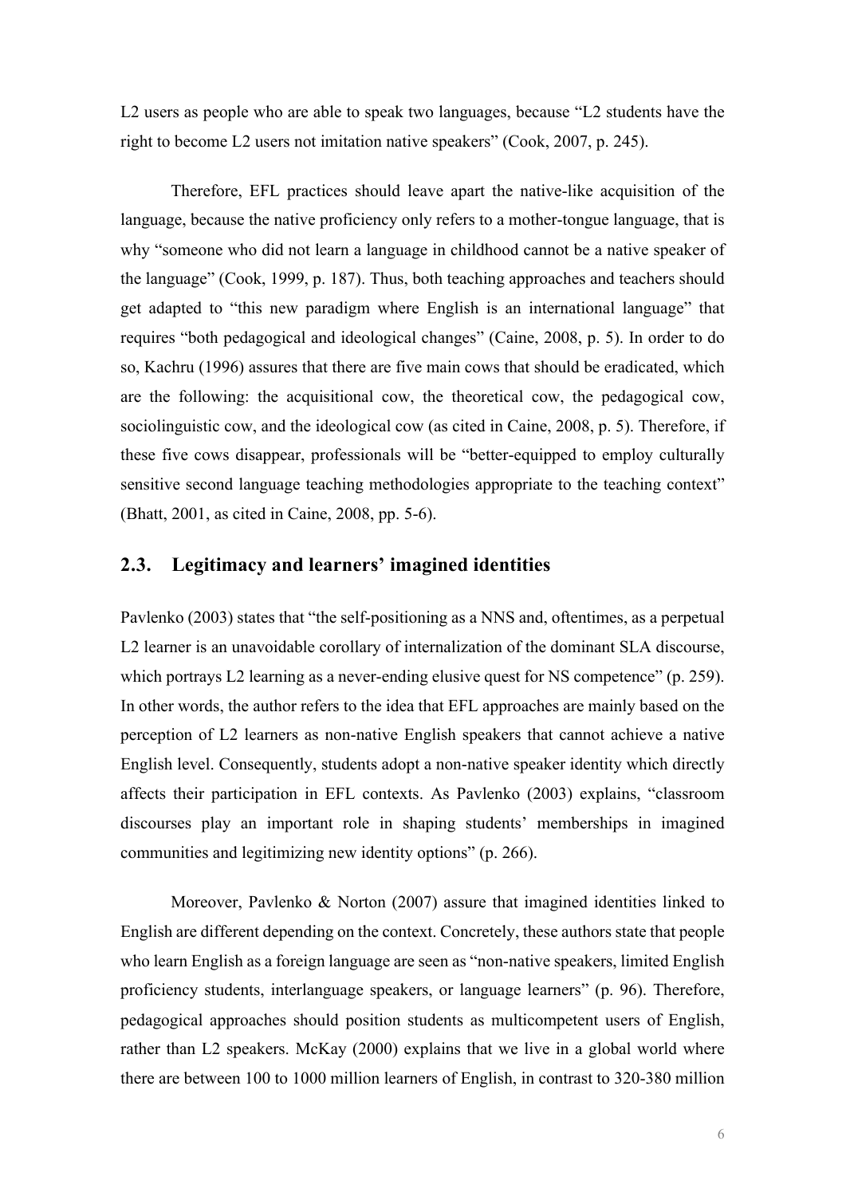L2 users as people who are able to speak two languages, because "L2 students have the right to become L2 users not imitation native speakers" (Cook, 2007, p. 245).

Therefore, EFL practices should leave apart the native-like acquisition of the language, because the native proficiency only refers to a mother-tongue language, that is why "someone who did not learn a language in childhood cannot be a native speaker of the language" (Cook, 1999, p. 187). Thus, both teaching approaches and teachers should get adapted to "this new paradigm where English is an international language" that requires "both pedagogical and ideological changes" (Caine, 2008, p. 5). In order to do so, Kachru (1996) assures that there are five main cows that should be eradicated, which are the following: the acquisitional cow, the theoretical cow, the pedagogical cow, sociolinguistic cow, and the ideological cow (as cited in Caine, 2008, p. 5). Therefore, if these five cows disappear, professionals will be "better-equipped to employ culturally sensitive second language teaching methodologies appropriate to the teaching context" (Bhatt, 2001, as cited in Caine, 2008, pp. 5-6).

## 2.3. Legitimacy and learners' imagined identities

Pavlenko (2003) states that "the self-positioning as a NNS and, oftentimes, as a perpetual L2 learner is an unavoidable corollary of internalization of the dominant SLA discourse, which portrays L2 learning as a never-ending elusive quest for NS competence" (p. 259). In other words, the author refers to the idea that EFL approaches are mainly based on the perception of L2 learners as non-native English speakers that cannot achieve a native English level. Consequently, students adopt a non-native speaker identity which directly affects their participation in EFL contexts. As Pavlenko (2003) explains, "classroom discourses play an important role in shaping students' memberships in imagined communities and legitimizing new identity options" (p. 266).

Moreover, Pavlenko & Norton (2007) assure that imagined identities linked to English are different depending on the context. Concretely, these authors state that people who learn English as a foreign language are seen as "non-native speakers, limited English proficiency students, interlanguage speakers, or language learners" (p. 96). Therefore, pedagogical approaches should position students as multicompetent users of English, rather than L2 speakers. McKay (2000) explains that we live in a global world where there are between 100 to 1000 million learners of English, in contrast to 320-380 million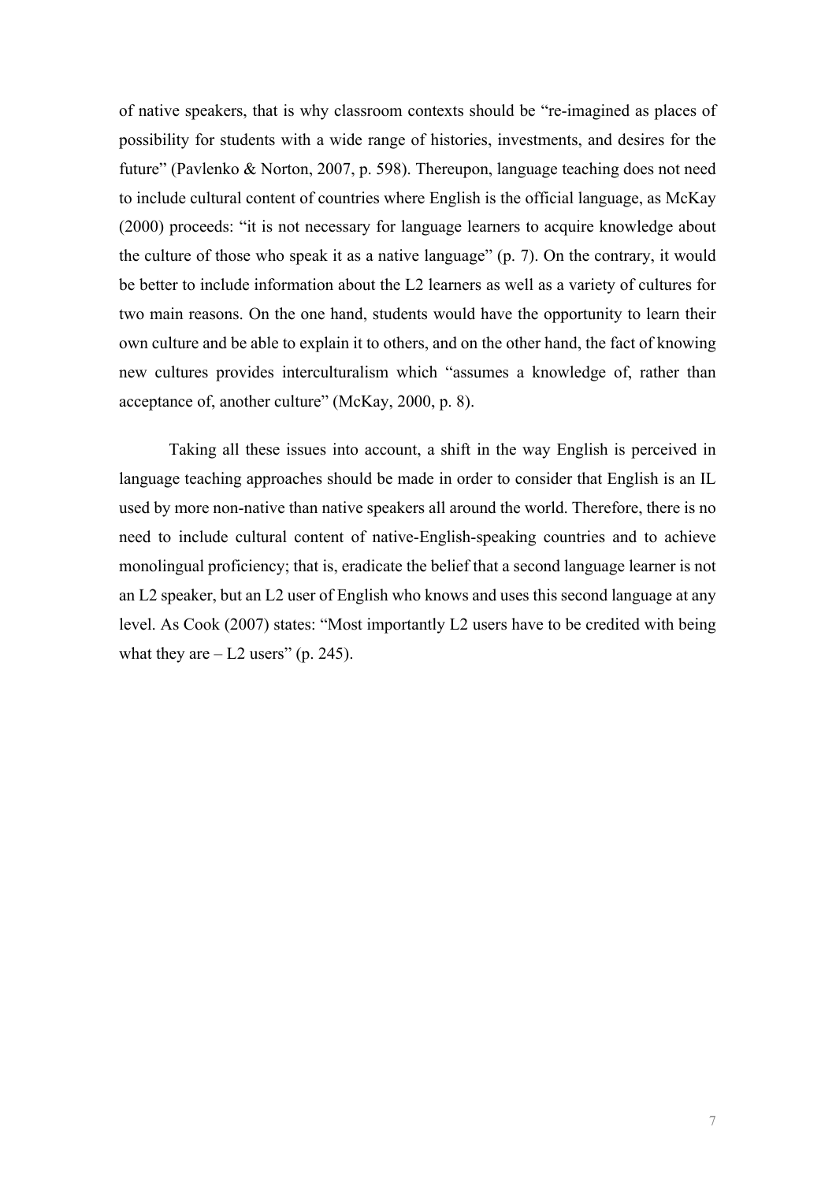of native speakers, that is why classroom contexts should be "re-imagined as places of possibility for students with a wide range of histories, investments, and desires for the future" (Pavlenko & Norton, 2007, p. 598). Thereupon, language teaching does not need to include cultural content of countries where English is the official language, as McKay (2000) proceeds: "it is not necessary for language learners to acquire knowledge about the culture of those who speak it as a native language" (p. 7). On the contrary, it would be better to include information about the L2 learners as well as a variety of cultures for two main reasons. On the one hand, students would have the opportunity to learn their own culture and be able to explain it to others, and on the other hand, the fact of knowing new cultures provides interculturalism which "assumes a knowledge of, rather than acceptance of, another culture" (McKay, 2000, p. 8).

Taking all these issues into account, a shift in the way English is perceived in language teaching approaches should be made in order to consider that English is an IL used by more non-native than native speakers all around the world. Therefore, there is no need to include cultural content of native-English-speaking countries and to achieve monolingual proficiency; that is, eradicate the belief that a second language learner is not an L2 speaker, but an L2 user of English who knows and uses this second language at any level. As Cook (2007) states: "Most importantly L2 users have to be credited with being what they are – L2 users" (p. 245).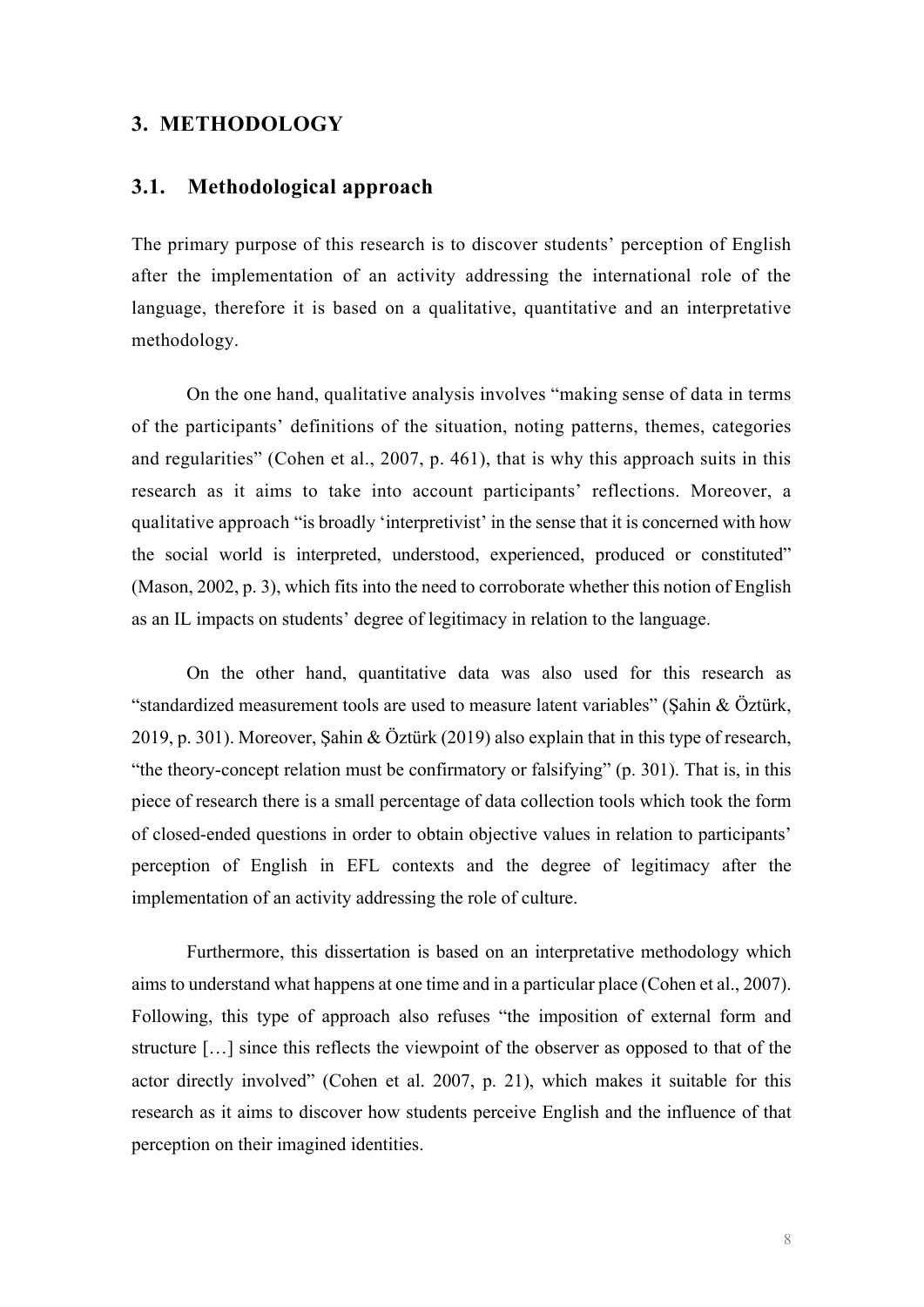# 3. METHODOLOGY

## 3.1. Methodological approach

The primary purpose of this research is to discover students' perception of English after the implementation of an activity addressing the international role of the language, therefore it is based on a qualitative, quantitative and an interpretative methodology.

On the one hand, qualitative analysis involves "making sense of data in terms of the participants' definitions of the situation, noting patterns, themes, categories and regularities" (Cohen et al., 2007, p. 461), that is why this approach suits in this research as it aims to take into account participants' reflections. Moreover, a qualitative approach "is broadly 'interpretivist' in the sense that it is concerned with how the social world is interpreted, understood, experienced, produced or constituted" (Mason, 2002, p. 3), which fits into the need to corroborate whether this notion of English as an IL impacts on students' degree of legitimacy in relation to the language.

On the other hand, quantitative data was also used for this research as "standardized measurement tools are used to measure latent variables" (Şahin & Öztürk, 2019, p. 301). Moreover, Şahin & Öztürk (2019) also explain that in this type of research, "the theory-concept relation must be confirmatory or falsifying" (p. 301). That is, in this piece of research there is a small percentage of data collection tools which took the form of closed-ended questions in order to obtain objective values in relation to participants' perception of English in EFL contexts and the degree of legitimacy after the implementation of an activity addressing the role of culture.

Furthermore, this dissertation is based on an interpretative methodology which aims to understand what happens at one time and in a particular place (Cohen et al., 2007). Following, this type of approach also refuses "the imposition of external form and structure […] since this reflects the viewpoint of the observer as opposed to that of the actor directly involved" (Cohen et al. 2007, p. 21), which makes it suitable for this research as it aims to discover how students perceive English and the influence of that perception on their imagined identities.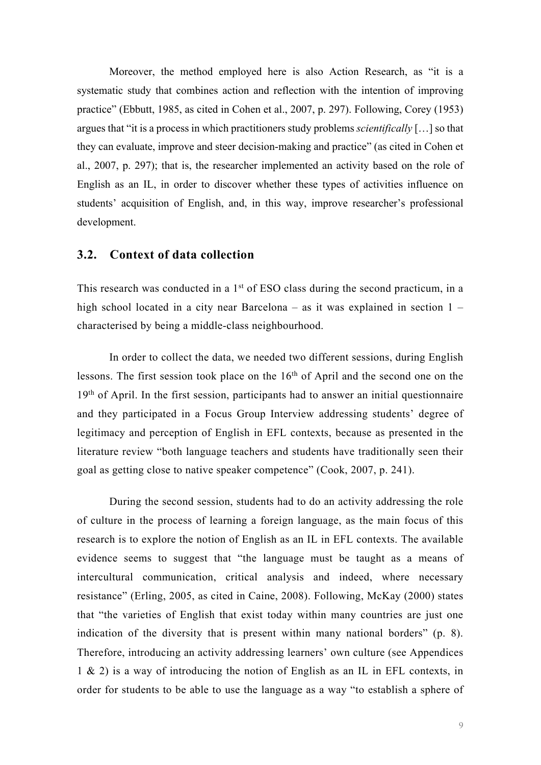Moreover, the method employed here is also Action Research, as "it is a systematic study that combines action and reflection with the intention of improving practice" (Ebbutt, 1985, as cited in Cohen et al., 2007, p. 297). Following, Corey (1953) argues that "it is a process in which practitioners study problems *scientifically* […] so that they can evaluate, improve and steer decision-making and practice" (as cited in Cohen et al., 2007, p. 297); that is, the researcher implemented an activity based on the role of English as an IL, in order to discover whether these types of activities influence on students' acquisition of English, and, in this way, improve researcher's professional development.

## 3.2. Context of data collection

This research was conducted in a 1st of ESO class during the second practicum, in a high school located in a city near Barcelona – as it was explained in section 1 – characterised by being a middle-class neighbourhood.

In order to collect the data, we needed two different sessions, during English lessons. The first session took place on the 16th of April and the second one on the 19th of April. In the first session, participants had to answer an initial questionnaire and they participated in a Focus Group Interview addressing students' degree of legitimacy and perception of English in EFL contexts, because as presented in the literature review "both language teachers and students have traditionally seen their goal as getting close to native speaker competence" (Cook, 2007, p. 241).

During the second session, students had to do an activity addressing the role of culture in the process of learning a foreign language, as the main focus of this research is to explore the notion of English as an IL in EFL contexts. The available evidence seems to suggest that "the language must be taught as a means of intercultural communication, critical analysis and indeed, where necessary resistance" (Erling, 2005, as cited in Caine, 2008). Following, McKay (2000) states that "the varieties of English that exist today within many countries are just one indication of the diversity that is present within many national borders" (p. 8). Therefore, introducing an activity addressing learners' own culture (see Appendices 1 & 2) is a way of introducing the notion of English as an IL in EFL contexts, in order for students to be able to use the language as a way "to establish a sphere of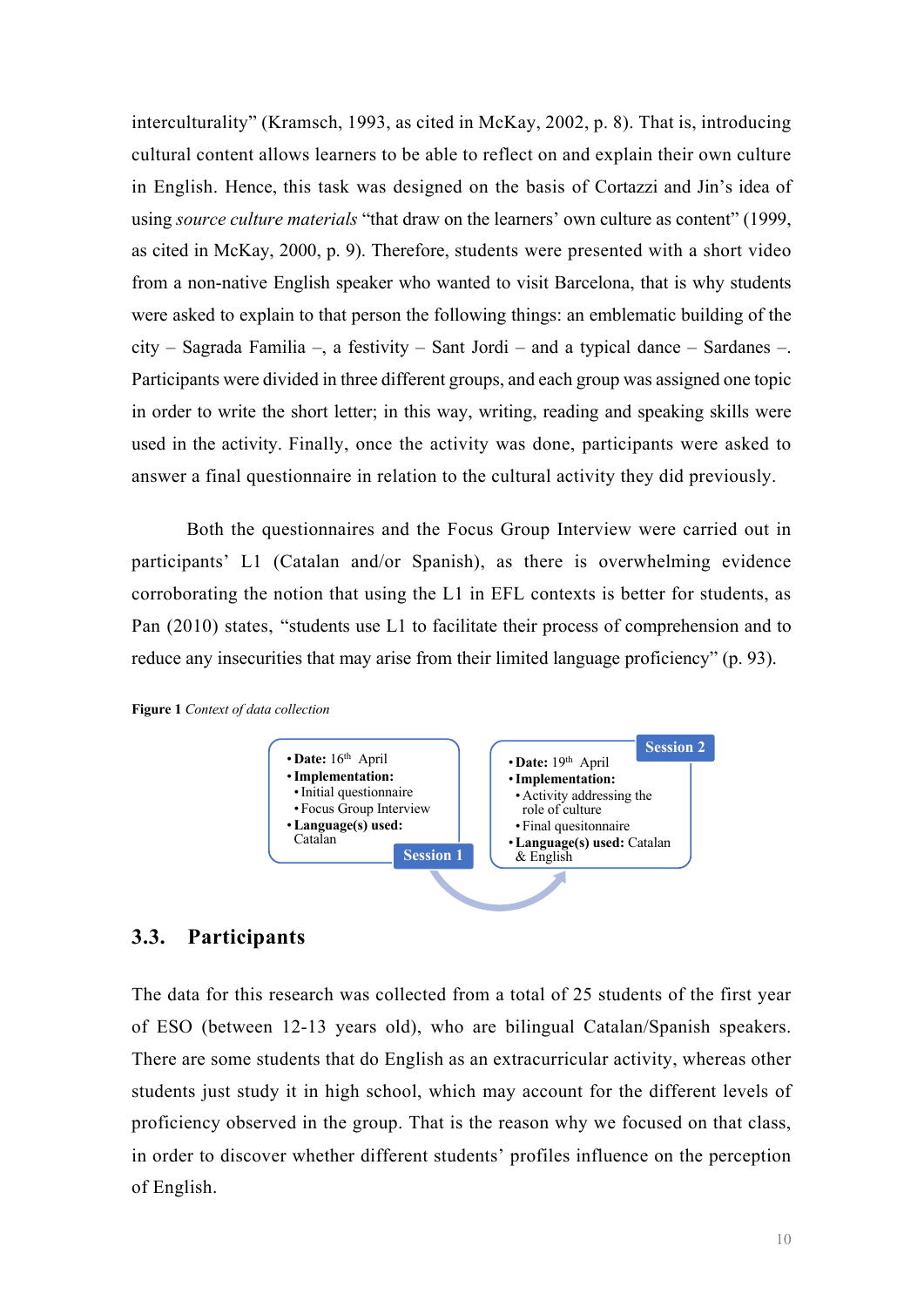interculturality" (Kramsch, 1993, as cited in McKay, 2002, p. 8). That is, introducing cultural content allows learners to be able to reflect on and explain their own culture in English. Hence, this task was designed on the basis of Cortazzi and Jin's idea of using *source culture materials* "that draw on the learners' own culture as content" (1999, as cited in McKay, 2000, p. 9). Therefore, students were presented with a short video from a non-native English speaker who wanted to visit Barcelona, that is why students were asked to explain to that person the following things: an emblematic building of the city – Sagrada Familia –, a festivity – Sant Jordi – and a typical dance – Sardanes –. Participants were divided in three different groups, and each group was assigned one topic in order to write the short letter; in this way, writing, reading and speaking skills were used in the activity. Finally, once the activity was done, participants were asked to answer a final questionnaire in relation to the cultural activity they did previously.

Both the questionnaires and the Focus Group Interview were carried out in participants' L1 (Catalan and/or Spanish), as there is overwhelming evidence corroborating the notion that using the L1 in EFL contexts is better for students, as Pan (2010) states, "students use L1 to facilitate their process of comprehension and to reduce any insecurities that may arise from their limited language proficiency" (p. 93).

**Figure 1** *Context of data collection*

**Session 1**
- **Date:** 16th April
- **Implementation:**
  - Initial questionnaire
  - Focus Group Interview
- **Language(s) used:** Catalan

**Session 2**
- **Date:** 19th April
- **Implementation:**
  - Activity addressing the role of culture
  - Final quesitonnaire
- **Language(s) used:** Catalan & English

## 3.3. Participants

The data for this research was collected from a total of 25 students of the first year of ESO (between 12-13 years old), who are bilingual Catalan/Spanish speakers. There are some students that do English as an extracurricular activity, whereas other students just study it in high school, which may account for the different levels of proficiency observed in the group. That is the reason why we focused on that class, in order to discover whether different students' profiles influence on the perception of English.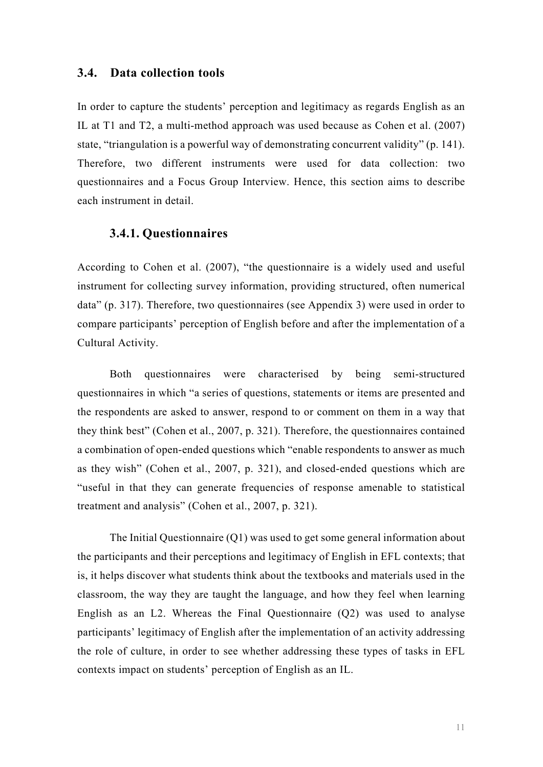## 3.4. Data collection tools

In order to capture the students' perception and legitimacy as regards English as an IL at T1 and T2, a multi-method approach was used because as Cohen et al. (2007) state, "triangulation is a powerful way of demonstrating concurrent validity" (p. 141). Therefore, two different instruments were used for data collection: two questionnaires and a Focus Group Interview. Hence, this section aims to describe each instrument in detail.

### 3.4.1. Questionnaires

According to Cohen et al. (2007), "the questionnaire is a widely used and useful instrument for collecting survey information, providing structured, often numerical data" (p. 317). Therefore, two questionnaires (see Appendix 3) were used in order to compare participants' perception of English before and after the implementation of a Cultural Activity.

Both questionnaires were characterised by being semi-structured questionnaires in which "a series of questions, statements or items are presented and the respondents are asked to answer, respond to or comment on them in a way that they think best" (Cohen et al., 2007, p. 321). Therefore, the questionnaires contained a combination of open-ended questions which "enable respondents to answer as much as they wish" (Cohen et al., 2007, p. 321), and closed-ended questions which are "useful in that they can generate frequencies of response amenable to statistical treatment and analysis" (Cohen et al., 2007, p. 321).

The Initial Questionnaire (Q1) was used to get some general information about the participants and their perceptions and legitimacy of English in EFL contexts; that is, it helps discover what students think about the textbooks and materials used in the classroom, the way they are taught the language, and how they feel when learning English as an L2. Whereas the Final Questionnaire (Q2) was used to analyse participants' legitimacy of English after the implementation of an activity addressing the role of culture, in order to see whether addressing these types of tasks in EFL contexts impact on students' perception of English as an IL.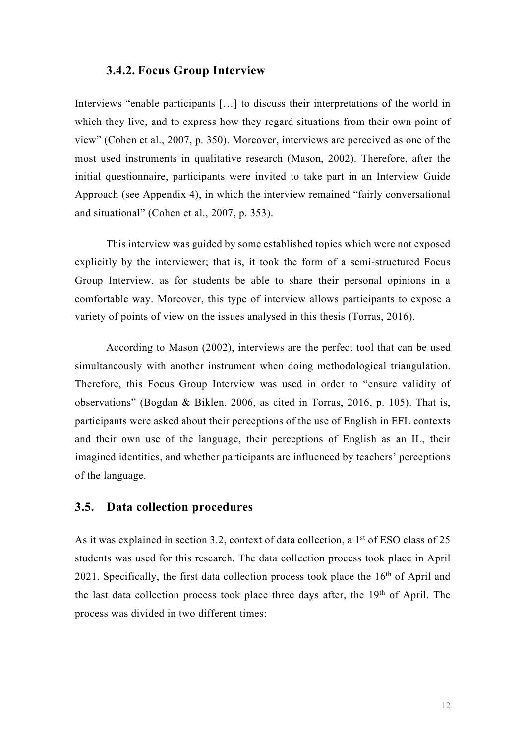### 3.4.2. Focus Group Interview

Interviews "enable participants […] to discuss their interpretations of the world in which they live, and to express how they regard situations from their own point of view" (Cohen et al., 2007, p. 350). Moreover, interviews are perceived as one of the most used instruments in qualitative research (Mason, 2002). Therefore, after the initial questionnaire, participants were invited to take part in an Interview Guide Approach (see Appendix 4), in which the interview remained "fairly conversational and situational" (Cohen et al., 2007, p. 353).

This interview was guided by some established topics which were not exposed explicitly by the interviewer; that is, it took the form of a semi-structured Focus Group Interview, as for students be able to share their personal opinions in a comfortable way. Moreover, this type of interview allows participants to expose a variety of points of view on the issues analysed in this thesis (Torras, 2016).

According to Mason (2002), interviews are the perfect tool that can be used simultaneously with another instrument when doing methodological triangulation. Therefore, this Focus Group Interview was used in order to "ensure validity of observations" (Bogdan & Biklen, 2006, as cited in Torras, 2016, p. 105). That is, participants were asked about their perceptions of the use of English in EFL contexts and their own use of the language, their perceptions of English as an IL, their imagined identities, and whether participants are influenced by teachers' perceptions of the language.

## 3.5. Data collection procedures

As it was explained in section 3.2, context of data collection, a 1st of ESO class of 25 students was used for this research. The data collection process took place in April 2021. Specifically, the first data collection process took place the 16th of April and the last data collection process took place three days after, the 19th of April. The process was divided in two different times: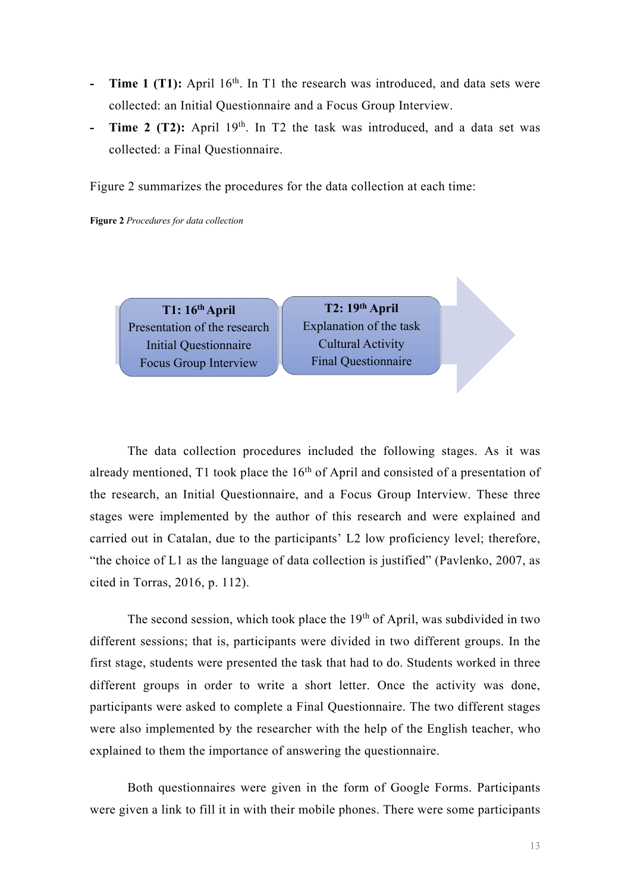- **Time 1 (T1):** April 16th. In T1 the research was introduced, and data sets were collected: an Initial Questionnaire and a Focus Group Interview.
- **Time 2 (T2):** April 19th. In T2 the task was introduced, and a data set was collected: a Final Questionnaire.

Figure 2 summarizes the procedures for the data collection at each time:

**Figure 2** *Procedures for data collection*

**T1: 16th April**
Presentation of the research
Initial Questionnaire
Focus Group Interview

**T2: 19th April**
Explanation of the task
Cultural Activity
Final Questionnaire

The data collection procedures included the following stages. As it was already mentioned, T1 took place the 16th of April and consisted of a presentation of the research, an Initial Questionnaire, and a Focus Group Interview. These three stages were implemented by the author of this research and were explained and carried out in Catalan, due to the participants' L2 low proficiency level; therefore, "the choice of L1 as the language of data collection is justified" (Pavlenko, 2007, as cited in Torras, 2016, p. 112).

The second session, which took place the 19th of April, was subdivided in two different sessions; that is, participants were divided in two different groups. In the first stage, students were presented the task that had to do. Students worked in three different groups in order to write a short letter. Once the activity was done, participants were asked to complete a Final Questionnaire. The two different stages were also implemented by the researcher with the help of the English teacher, who explained to them the importance of answering the questionnaire.

Both questionnaires were given in the form of Google Forms. Participants were given a link to fill it in with their mobile phones. There were some participants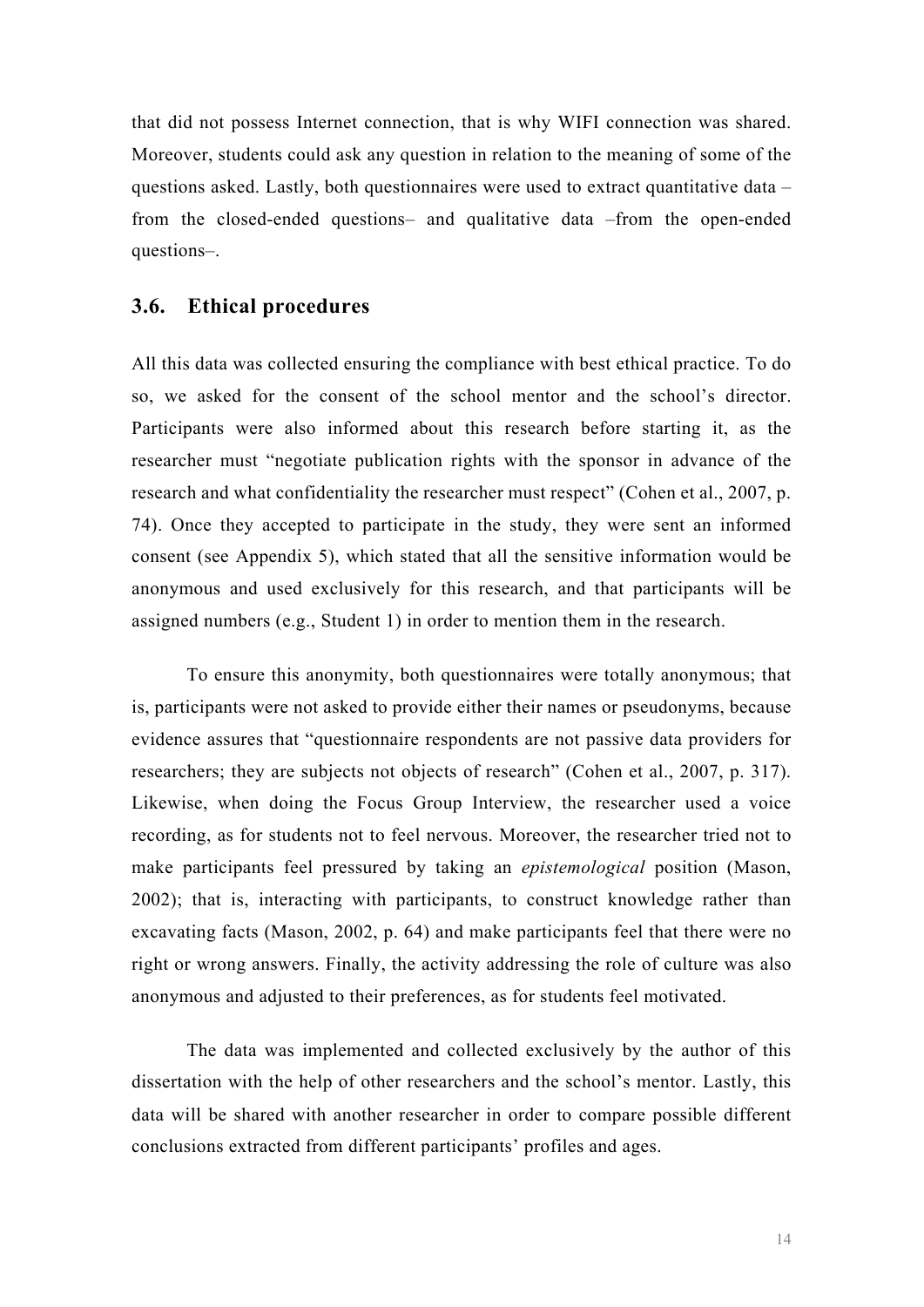that did not possess Internet connection, that is why WIFI connection was shared. Moreover, students could ask any question in relation to the meaning of some of the questions asked. Lastly, both questionnaires were used to extract quantitative data –from the closed-ended questions– and qualitative data –from the open-ended questions–.

## 3.6. Ethical procedures

All this data was collected ensuring the compliance with best ethical practice. To do so, we asked for the consent of the school mentor and the school's director. Participants were also informed about this research before starting it, as the researcher must "negotiate publication rights with the sponsor in advance of the research and what confidentiality the researcher must respect" (Cohen et al., 2007, p. 74). Once they accepted to participate in the study, they were sent an informed consent (see Appendix 5), which stated that all the sensitive information would be anonymous and used exclusively for this research, and that participants will be assigned numbers (e.g., Student 1) in order to mention them in the research.

To ensure this anonymity, both questionnaires were totally anonymous; that is, participants were not asked to provide either their names or pseudonyms, because evidence assures that "questionnaire respondents are not passive data providers for researchers; they are subjects not objects of research" (Cohen et al., 2007, p. 317). Likewise, when doing the Focus Group Interview, the researcher used a voice recording, as for students not to feel nervous. Moreover, the researcher tried not to make participants feel pressured by taking an *epistemological* position (Mason, 2002); that is, interacting with participants, to construct knowledge rather than excavating facts (Mason, 2002, p. 64) and make participants feel that there were no right or wrong answers. Finally, the activity addressing the role of culture was also anonymous and adjusted to their preferences, as for students feel motivated.

The data was implemented and collected exclusively by the author of this dissertation with the help of other researchers and the school's mentor. Lastly, this data will be shared with another researcher in order to compare possible different conclusions extracted from different participants' profiles and ages.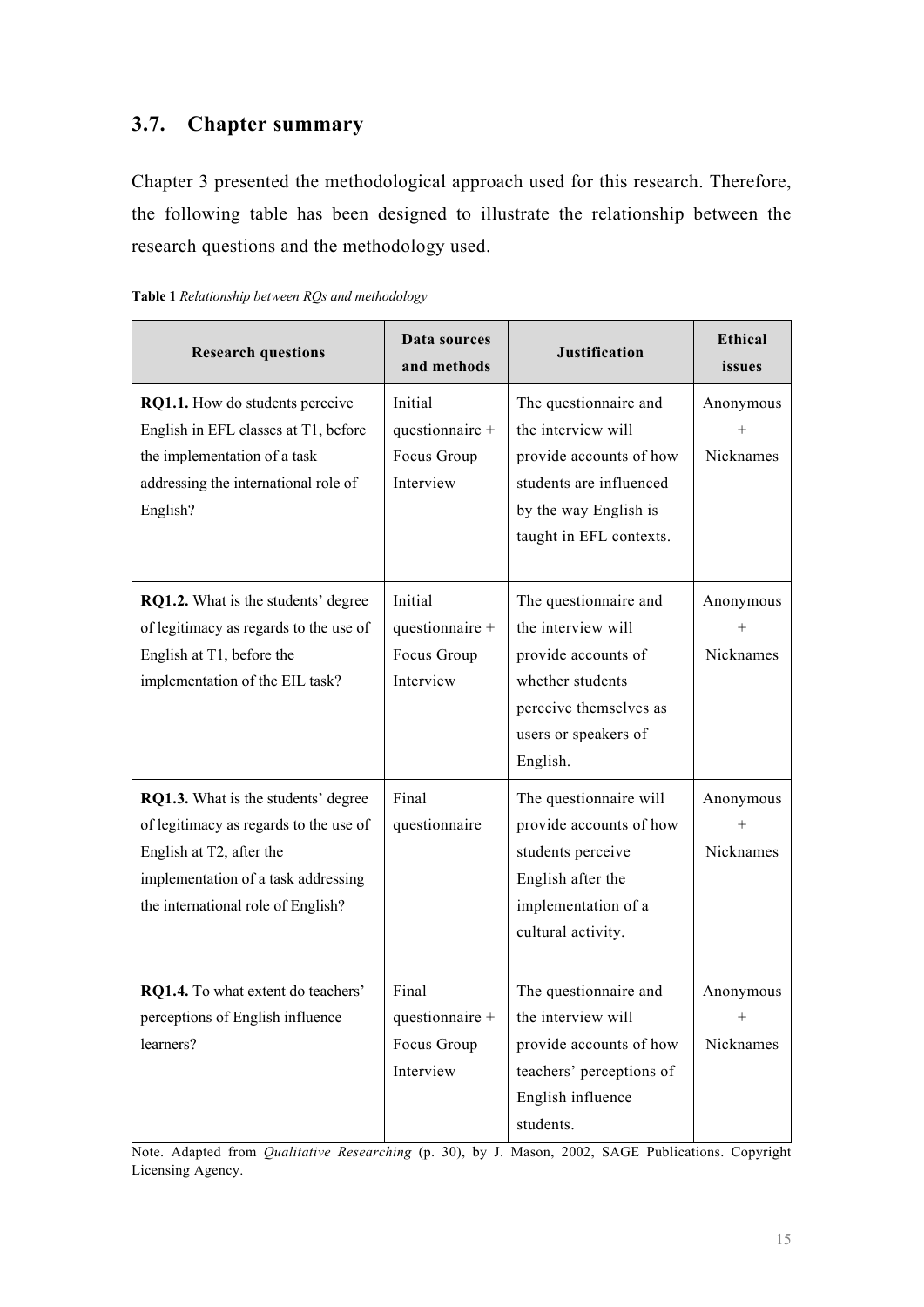## 3.7. Chapter summary

Chapter 3 presented the methodological approach used for this research. Therefore, the following table has been designed to illustrate the relationship between the research questions and the methodology used.

**Table 1** *Relationship between RQs and methodology*

| Research questions | Data sources and methods | Justification | Ethical issues |
|---|---|---|---|
| **RQ1.1.** How do students perceive English in EFL classes at T1, before the implementation of a task addressing the international role of English? | Initial questionnaire + Focus Group Interview | The questionnaire and the interview will provide accounts of how students are influenced by the way English is taught in EFL contexts. | Anonymous + Nicknames |
| **RQ1.2.** What is the students' degree of legitimacy as regards to the use of English at T1, before the implementation of the EIL task? | Initial questionnaire + Focus Group Interview | The questionnaire and the interview will provide accounts of whether students perceive themselves as users or speakers of English. | Anonymous + Nicknames |
| **RQ1.3.** What is the students' degree of legitimacy as regards to the use of English at T2, after the implementation of a task addressing the international role of English? | Final questionnaire | The questionnaire will provide accounts of how students perceive English after the implementation of a cultural activity. | Anonymous + Nicknames |
| **RQ1.4.** To what extent do teachers' perceptions of English influence learners? | Final questionnaire + Focus Group Interview | The questionnaire and the interview will provide accounts of how teachers' perceptions of English influence students. | Anonymous + Nicknames |

Note. Adapted from *Qualitative Researching* (p. 30), by J. Mason, 2002, SAGE Publications. Copyright Licensing Agency.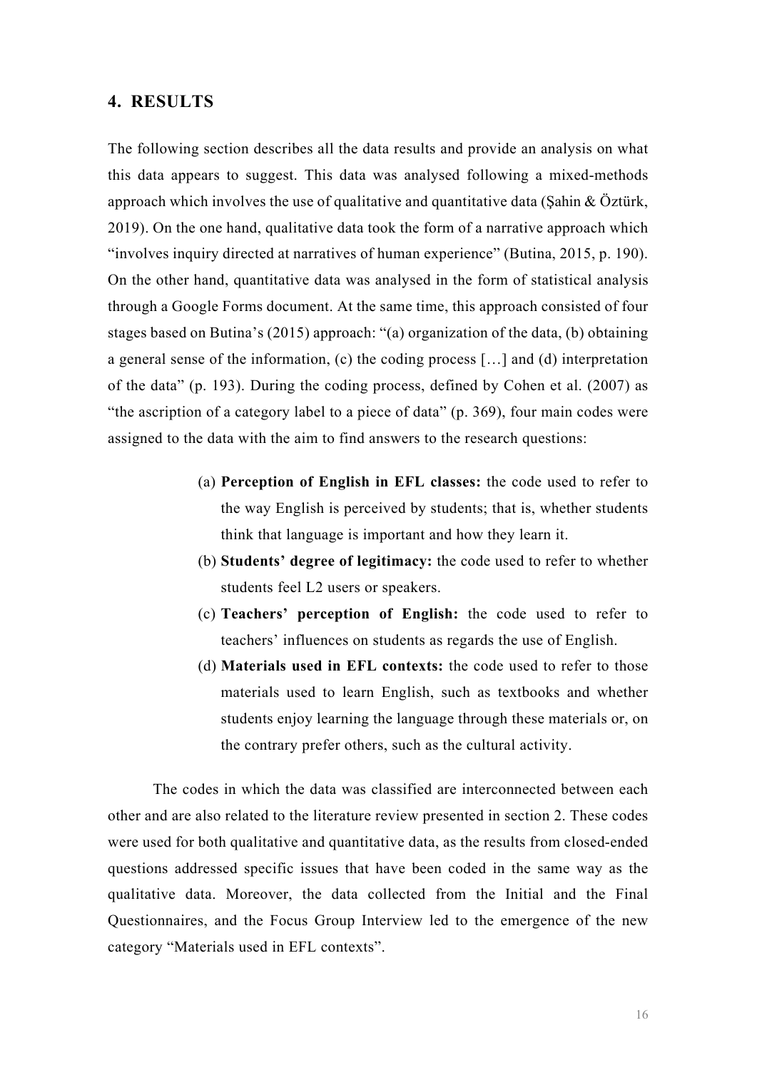## 4. RESULTS

The following section describes all the data results and provide an analysis on what this data appears to suggest. This data was analysed following a mixed-methods approach which involves the use of qualitative and quantitative data (Şahin & Öztürk, 2019). On the one hand, qualitative data took the form of a narrative approach which "involves inquiry directed at narratives of human experience" (Butina, 2015, p. 190). On the other hand, quantitative data was analysed in the form of statistical analysis through a Google Forms document. At the same time, this approach consisted of four stages based on Butina's (2015) approach: "(a) organization of the data, (b) obtaining a general sense of the information, (c) the coding process […] and (d) interpretation of the data" (p. 193). During the coding process, defined by Cohen et al. (2007) as "the ascription of a category label to a piece of data" (p. 369), four main codes were assigned to the data with the aim to find answers to the research questions:

(a) **Perception of English in EFL classes:** the code used to refer to the way English is perceived by students; that is, whether students think that language is important and how they learn it.

(b) **Students' degree of legitimacy:** the code used to refer to whether students feel L2 users or speakers.

(c) **Teachers' perception of English:** the code used to refer to teachers' influences on students as regards the use of English.

(d) **Materials used in EFL contexts:** the code used to refer to those materials used to learn English, such as textbooks and whether students enjoy learning the language through these materials or, on the contrary prefer others, such as the cultural activity.

The codes in which the data was classified are interconnected between each other and are also related to the literature review presented in section 2. These codes were used for both qualitative and quantitative data, as the results from closed-ended questions addressed specific issues that have been coded in the same way as the qualitative data. Moreover, the data collected from the Initial and the Final Questionnaires, and the Focus Group Interview led to the emergence of the new category "Materials used in EFL contexts".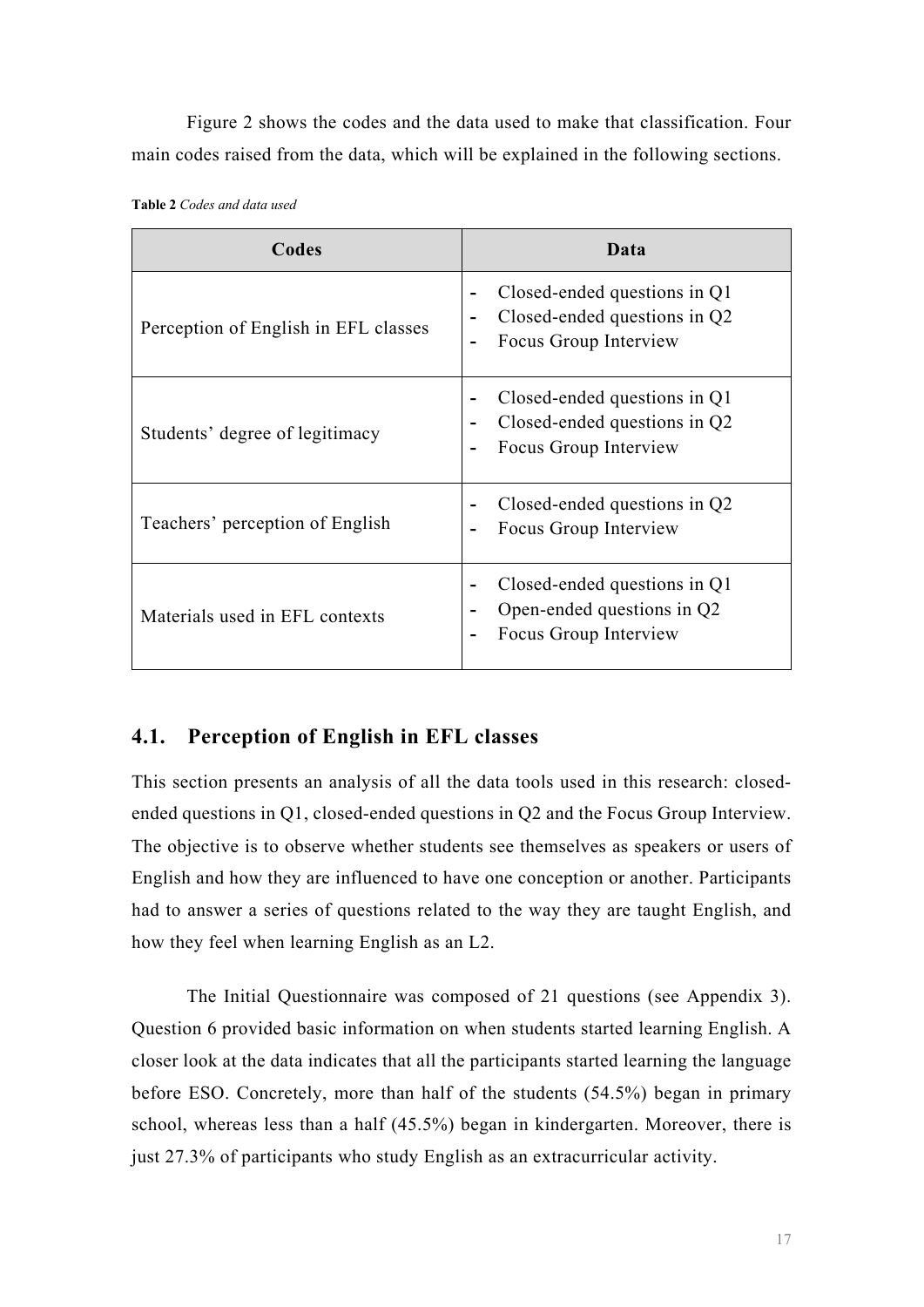Figure 2 shows the codes and the data used to make that classification. Four main codes raised from the data, which will be explained in the following sections.

**Table 2** *Codes and data used*

| Codes | Data |
|---|---|
| Perception of English in EFL classes | - Closed-ended questions in Q1<br>- Closed-ended questions in Q2<br>- Focus Group Interview |
| Students' degree of legitimacy | - Closed-ended questions in Q1<br>- Closed-ended questions in Q2<br>- Focus Group Interview |
| Teachers' perception of English | - Closed-ended questions in Q2<br>- Focus Group Interview |
| Materials used in EFL contexts | - Closed-ended questions in Q1<br>- Open-ended questions in Q2<br>- Focus Group Interview |

## 4.1. Perception of English in EFL classes

This section presents an analysis of all the data tools used in this research: closed-ended questions in Q1, closed-ended questions in Q2 and the Focus Group Interview. The objective is to observe whether students see themselves as speakers or users of English and how they are influenced to have one conception or another. Participants had to answer a series of questions related to the way they are taught English, and how they feel when learning English as an L2.

The Initial Questionnaire was composed of 21 questions (see Appendix 3). Question 6 provided basic information on when students started learning English. A closer look at the data indicates that all the participants started learning the language before ESO. Concretely, more than half of the students (54.5%) began in primary school, whereas less than a half (45.5%) began in kindergarten. Moreover, there is just 27.3% of participants who study English as an extracurricular activity.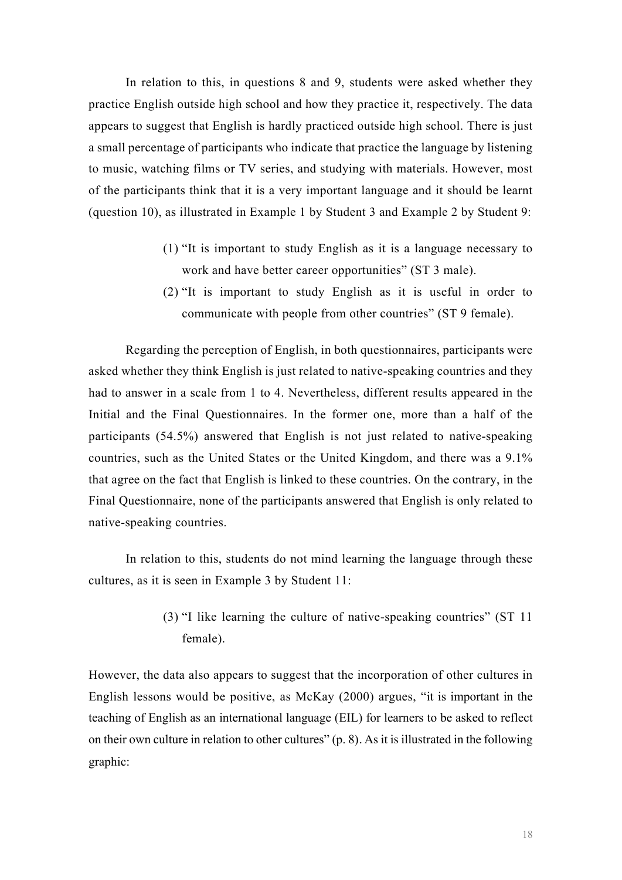In relation to this, in questions 8 and 9, students were asked whether they practice English outside high school and how they practice it, respectively. The data appears to suggest that English is hardly practiced outside high school. There is just a small percentage of participants who indicate that practice the language by listening to music, watching films or TV series, and studying with materials. However, most of the participants think that it is a very important language and it should be learnt (question 10), as illustrated in Example 1 by Student 3 and Example 2 by Student 9:

> (1) "It is important to study English as it is a language necessary to work and have better career opportunities" (ST 3 male).
>
> (2) "It is important to study English as it is useful in order to communicate with people from other countries" (ST 9 female).

Regarding the perception of English, in both questionnaires, participants were asked whether they think English is just related to native-speaking countries and they had to answer in a scale from 1 to 4. Nevertheless, different results appeared in the Initial and the Final Questionnaires. In the former one, more than a half of the participants (54.5%) answered that English is not just related to native-speaking countries, such as the United States or the United Kingdom, and there was a 9.1% that agree on the fact that English is linked to these countries. On the contrary, in the Final Questionnaire, none of the participants answered that English is only related to native-speaking countries.

In relation to this, students do not mind learning the language through these cultures, as it is seen in Example 3 by Student 11:

> (3) "I like learning the culture of native-speaking countries" (ST 11 female).

However, the data also appears to suggest that the incorporation of other cultures in English lessons would be positive, as McKay (2000) argues, "it is important in the teaching of English as an international language (EIL) for learners to be asked to reflect on their own culture in relation to other cultures" (p. 8). As it is illustrated in the following graphic: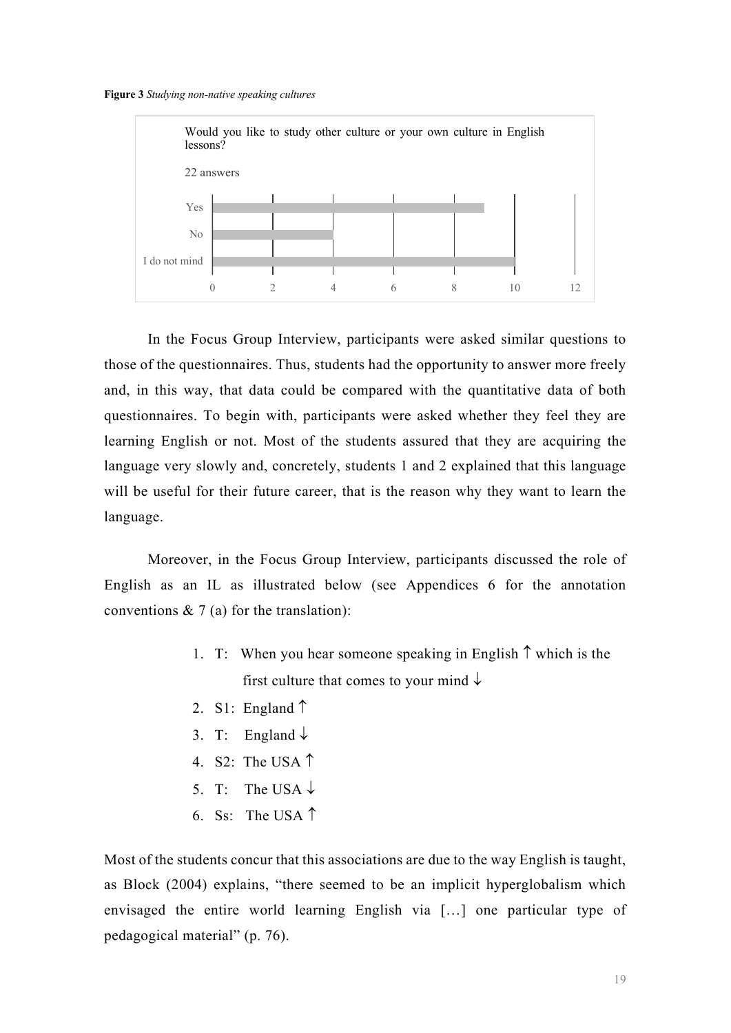**Figure 3** *Studying non-native speaking cultures*

Would you like to study other culture or your own culture in English lessons?

22 answers

| Answer | Count |
|---|---|
| Yes | 9 |
| No | 4 |
| I do not mind | 10 |

In the Focus Group Interview, participants were asked similar questions to those of the questionnaires. Thus, students had the opportunity to answer more freely and, in this way, that data could be compared with the quantitative data of both questionnaires. To begin with, participants were asked whether they feel they are learning English or not. Most of the students assured that they are acquiring the language very slowly and, concretely, students 1 and 2 explained that this language will be useful for their future career, that is the reason why they want to learn the language.

Moreover, in the Focus Group Interview, participants discussed the role of English as an IL as illustrated below (see Appendices 6 for the annotation conventions & 7 (a) for the translation):

1. T: When you hear someone speaking in English ↑ which is the first culture that comes to your mind ↓
2. S1: England ↑
3. T: England ↓
4. S2: The USA ↑
5. T: The USA ↓
6. Ss: The USA ↑

Most of the students concur that this associations are due to the way English is taught, as Block (2004) explains, "there seemed to be an implicit hyperglobalism which envisaged the entire world learning English via […] one particular type of pedagogical material" (p. 76).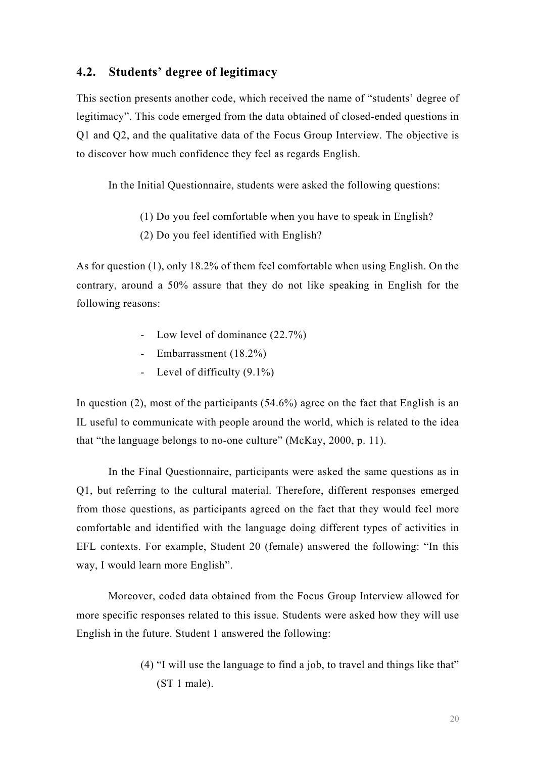## 4.2. Students' degree of legitimacy

This section presents another code, which received the name of "students' degree of legitimacy". This code emerged from the data obtained of closed-ended questions in Q1 and Q2, and the qualitative data of the Focus Group Interview. The objective is to discover how much confidence they feel as regards English.

In the Initial Questionnaire, students were asked the following questions:

(1) Do you feel comfortable when you have to speak in English?
(2) Do you feel identified with English?

As for question (1), only 18.2% of them feel comfortable when using English. On the contrary, around a 50% assure that they do not like speaking in English for the following reasons:

- Low level of dominance (22.7%)
- Embarrassment (18.2%)
- Level of difficulty (9.1%)

In question (2), most of the participants (54.6%) agree on the fact that English is an IL useful to communicate with people around the world, which is related to the idea that "the language belongs to no-one culture" (McKay, 2000, p. 11).

In the Final Questionnaire, participants were asked the same questions as in Q1, but referring to the cultural material. Therefore, different responses emerged from those questions, as participants agreed on the fact that they would feel more comfortable and identified with the language doing different types of activities in EFL contexts. For example, Student 20 (female) answered the following: "In this way, I would learn more English".

Moreover, coded data obtained from the Focus Group Interview allowed for more specific responses related to this issue. Students were asked how they will use English in the future. Student 1 answered the following:

(4) "I will use the language to find a job, to travel and things like that" (ST 1 male).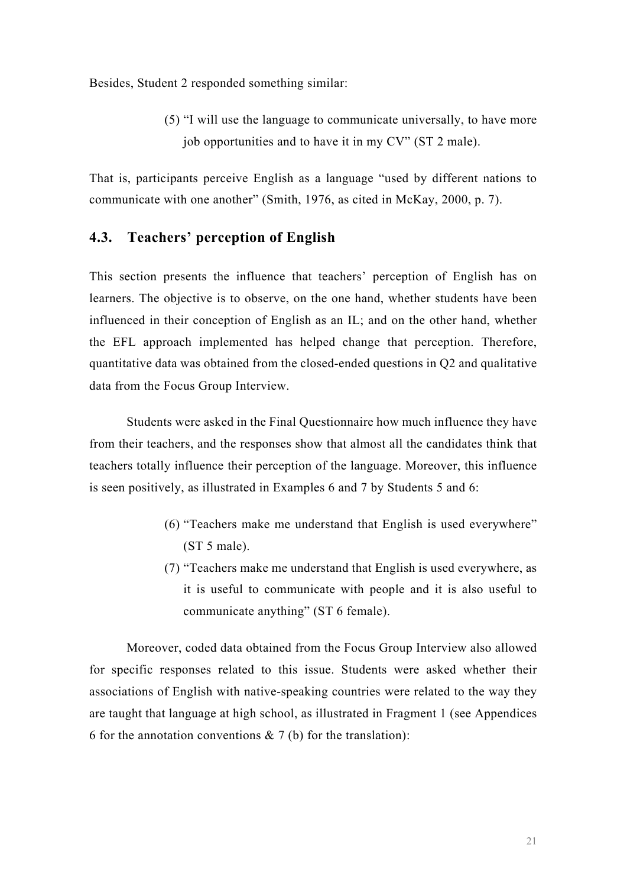Besides, Student 2 responded something similar:

> (5) "I will use the language to communicate universally, to have more job opportunities and to have it in my CV" (ST 2 male).

That is, participants perceive English as a language "used by different nations to communicate with one another" (Smith, 1976, as cited in McKay, 2000, p. 7).

## 4.3. Teachers' perception of English

This section presents the influence that teachers' perception of English has on learners. The objective is to observe, on the one hand, whether students have been influenced in their conception of English as an IL; and on the other hand, whether the EFL approach implemented has helped change that perception. Therefore, quantitative data was obtained from the closed-ended questions in Q2 and qualitative data from the Focus Group Interview.

Students were asked in the Final Questionnaire how much influence they have from their teachers, and the responses show that almost all the candidates think that teachers totally influence their perception of the language. Moreover, this influence is seen positively, as illustrated in Examples 6 and 7 by Students 5 and 6:

> (6) "Teachers make me understand that English is used everywhere" (ST 5 male).
>
> (7) "Teachers make me understand that English is used everywhere, as it is useful to communicate with people and it is also useful to communicate anything" (ST 6 female).

Moreover, coded data obtained from the Focus Group Interview also allowed for specific responses related to this issue. Students were asked whether their associations of English with native-speaking countries were related to the way they are taught that language at high school, as illustrated in Fragment 1 (see Appendices 6 for the annotation conventions & 7 (b) for the translation):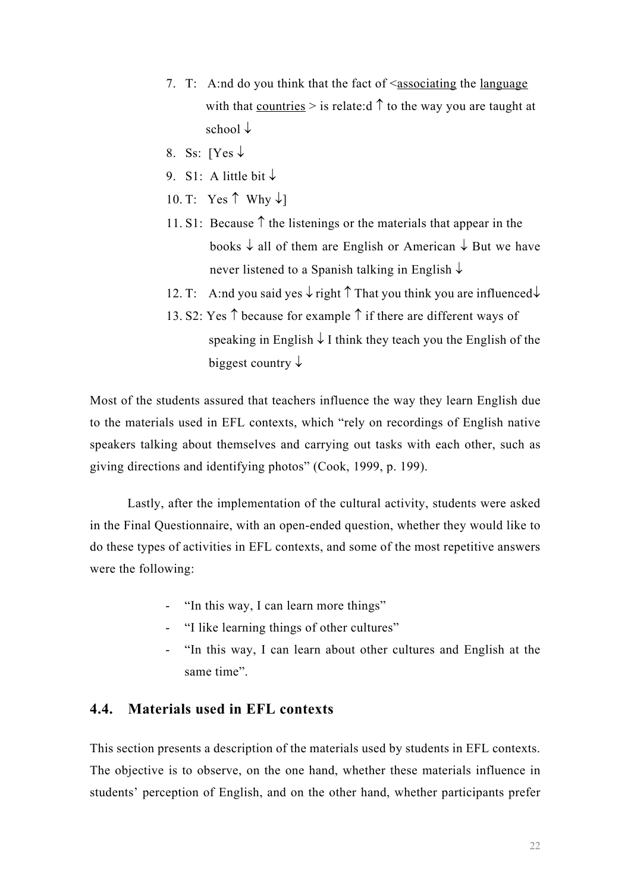7. T: A:nd do you think that the fact of <<u>associating</u> the <u>language</u> with that <u>countries</u> > is relate:d ↑ to the way you are taught at school ↓
8. Ss: [Yes ↓
9. S1: A little bit ↓
10. T: Yes ↑ Why ↓]
11. S1: Because ↑ the listenings or the materials that appear in the books ↓ all of them are English or American ↓ But we have never listened to a Spanish talking in English ↓
12. T: A:nd you said yes ↓ right ↑ That you think you are influenced↓
13. S2: Yes ↑ because for example ↑ if there are different ways of speaking in English ↓ I think they teach you the English of the biggest country ↓

Most of the students assured that teachers influence the way they learn English due to the materials used in EFL contexts, which "rely on recordings of English native speakers talking about themselves and carrying out tasks with each other, such as giving directions and identifying photos" (Cook, 1999, p. 199).

Lastly, after the implementation of the cultural activity, students were asked in the Final Questionnaire, with an open-ended question, whether they would like to do these types of activities in EFL contexts, and some of the most repetitive answers were the following:

- "In this way, I can learn more things"
- "I like learning things of other cultures"
- "In this way, I can learn about other cultures and English at the same time".

## 4.4. Materials used in EFL contexts

This section presents a description of the materials used by students in EFL contexts. The objective is to observe, on the one hand, whether these materials influence in students' perception of English, and on the other hand, whether participants prefer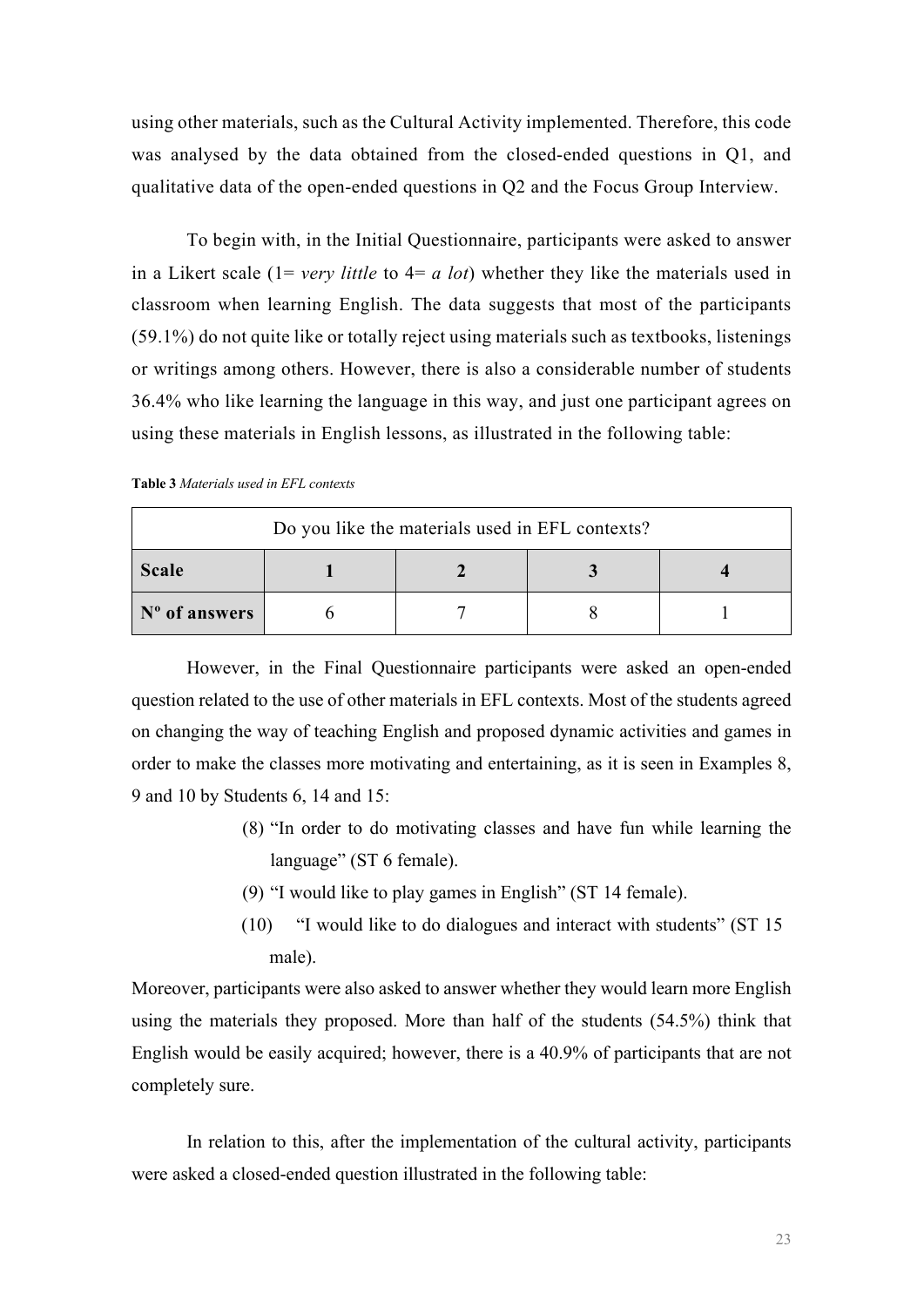using other materials, such as the Cultural Activity implemented. Therefore, this code was analysed by the data obtained from the closed-ended questions in Q1, and qualitative data of the open-ended questions in Q2 and the Focus Group Interview.

To begin with, in the Initial Questionnaire, participants were asked to answer in a Likert scale (1= *very little* to 4= *a lot*) whether they like the materials used in classroom when learning English. The data suggests that most of the participants (59.1%) do not quite like or totally reject using materials such as textbooks, listenings or writings among others. However, there is also a considerable number of students 36.4% who like learning the language in this way, and just one participant agrees on using these materials in English lessons, as illustrated in the following table:

**Table 3** *Materials used in EFL contexts*

| Do you like the materials used in EFL contexts? | | | | |
|---|---|---|---|---|
| **Scale** | **1** | **2** | **3** | **4** |
| **Nº of answers** | 6 | 7 | 8 | 1 |

However, in the Final Questionnaire participants were asked an open-ended question related to the use of other materials in EFL contexts. Most of the students agreed on changing the way of teaching English and proposed dynamic activities and games in order to make the classes more motivating and entertaining, as it is seen in Examples 8, 9 and 10 by Students 6, 14 and 15:

(8) "In order to do motivating classes and have fun while learning the language" (ST 6 female).

(9) "I would like to play games in English" (ST 14 female).

(10) "I would like to do dialogues and interact with students" (ST 15 male).

Moreover, participants were also asked to answer whether they would learn more English using the materials they proposed. More than half of the students (54.5%) think that English would be easily acquired; however, there is a 40.9% of participants that are not completely sure.

In relation to this, after the implementation of the cultural activity, participants were asked a closed-ended question illustrated in the following table: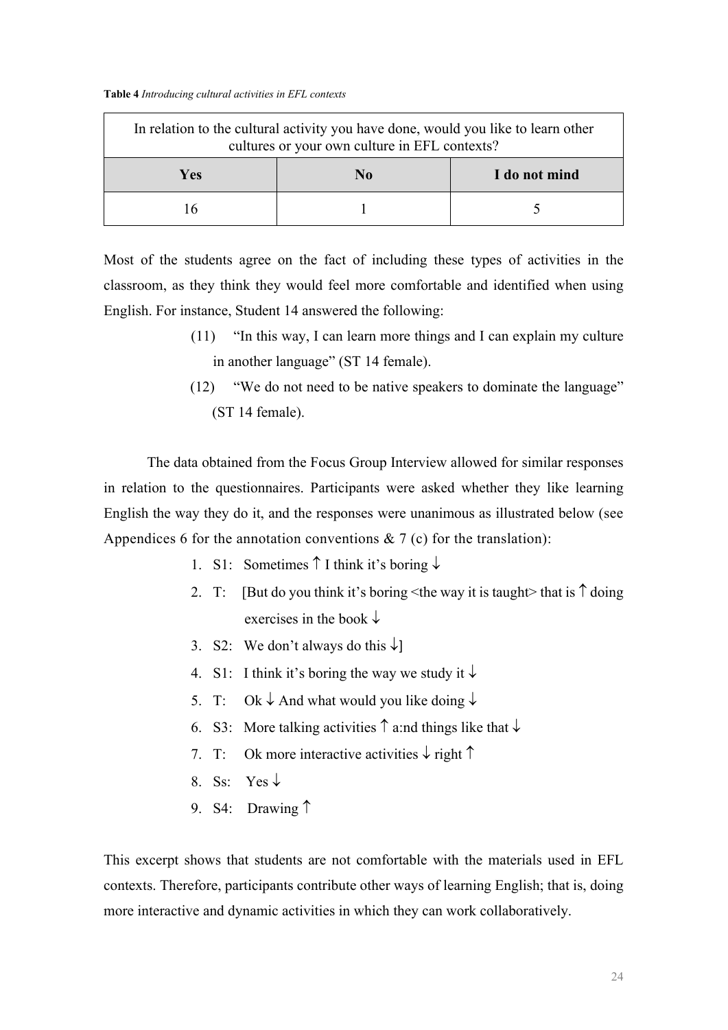**Table 4** *Introducing cultural activities in EFL contexts*

| In relation to the cultural activity you have done, would you like to learn other cultures or your own culture in EFL contexts? | | |
|---|---|---|
| **Yes** | **No** | **I do not mind** |
| 16 | 1 | 5 |

Most of the students agree on the fact of including these types of activities in the classroom, as they think they would feel more comfortable and identified when using English. For instance, Student 14 answered the following:

> (11) "In this way, I can learn more things and I can explain my culture in another language" (ST 14 female).
>
> (12) "We do not need to be native speakers to dominate the language" (ST 14 female).

The data obtained from the Focus Group Interview allowed for similar responses in relation to the questionnaires. Participants were asked whether they like learning English the way they do it, and the responses were unanimous as illustrated below (see Appendices 6 for the annotation conventions & 7 (c) for the translation):

1. S1: Sometimes ↑ I think it's boring ↓
2. T: [But do you think it's boring <the way it is taught> that is ↑ doing exercises in the book ↓
3. S2: We don't always do this ↓]
4. S1: I think it's boring the way we study it ↓
5. T: Ok ↓ And what would you like doing ↓
6. S3: More talking activities ↑ a:nd things like that ↓
7. T: Ok more interactive activities ↓ right ↑
8. Ss: Yes ↓
9. S4: Drawing ↑

This excerpt shows that students are not comfortable with the materials used in EFL contexts. Therefore, participants contribute other ways of learning English; that is, doing more interactive and dynamic activities in which they can work collaboratively.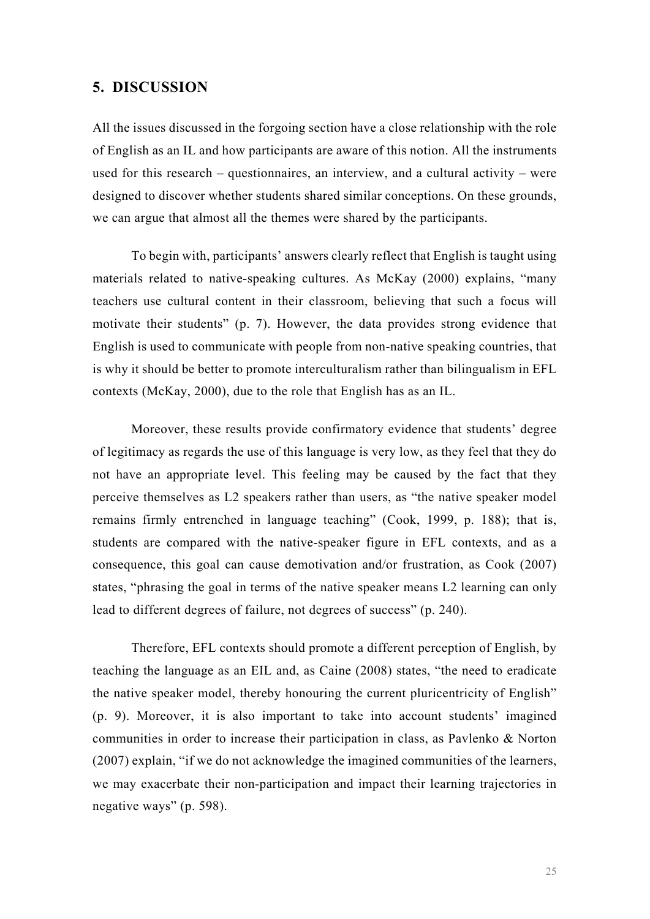## 5. DISCUSSION

All the issues discussed in the forgoing section have a close relationship with the role of English as an IL and how participants are aware of this notion. All the instruments used for this research – questionnaires, an interview, and a cultural activity – were designed to discover whether students shared similar conceptions. On these grounds, we can argue that almost all the themes were shared by the participants.

To begin with, participants' answers clearly reflect that English is taught using materials related to native-speaking cultures. As McKay (2000) explains, "many teachers use cultural content in their classroom, believing that such a focus will motivate their students" (p. 7). However, the data provides strong evidence that English is used to communicate with people from non-native speaking countries, that is why it should be better to promote interculturalism rather than bilingualism in EFL contexts (McKay, 2000), due to the role that English has as an IL.

Moreover, these results provide confirmatory evidence that students' degree of legitimacy as regards the use of this language is very low, as they feel that they do not have an appropriate level. This feeling may be caused by the fact that they perceive themselves as L2 speakers rather than users, as "the native speaker model remains firmly entrenched in language teaching" (Cook, 1999, p. 188); that is, students are compared with the native-speaker figure in EFL contexts, and as a consequence, this goal can cause demotivation and/or frustration, as Cook (2007) states, "phrasing the goal in terms of the native speaker means L2 learning can only lead to different degrees of failure, not degrees of success" (p. 240).

Therefore, EFL contexts should promote a different perception of English, by teaching the language as an EIL and, as Caine (2008) states, "the need to eradicate the native speaker model, thereby honouring the current pluricentricity of English" (p. 9). Moreover, it is also important to take into account students' imagined communities in order to increase their participation in class, as Pavlenko & Norton (2007) explain, "if we do not acknowledge the imagined communities of the learners, we may exacerbate their non-participation and impact their learning trajectories in negative ways" (p. 598).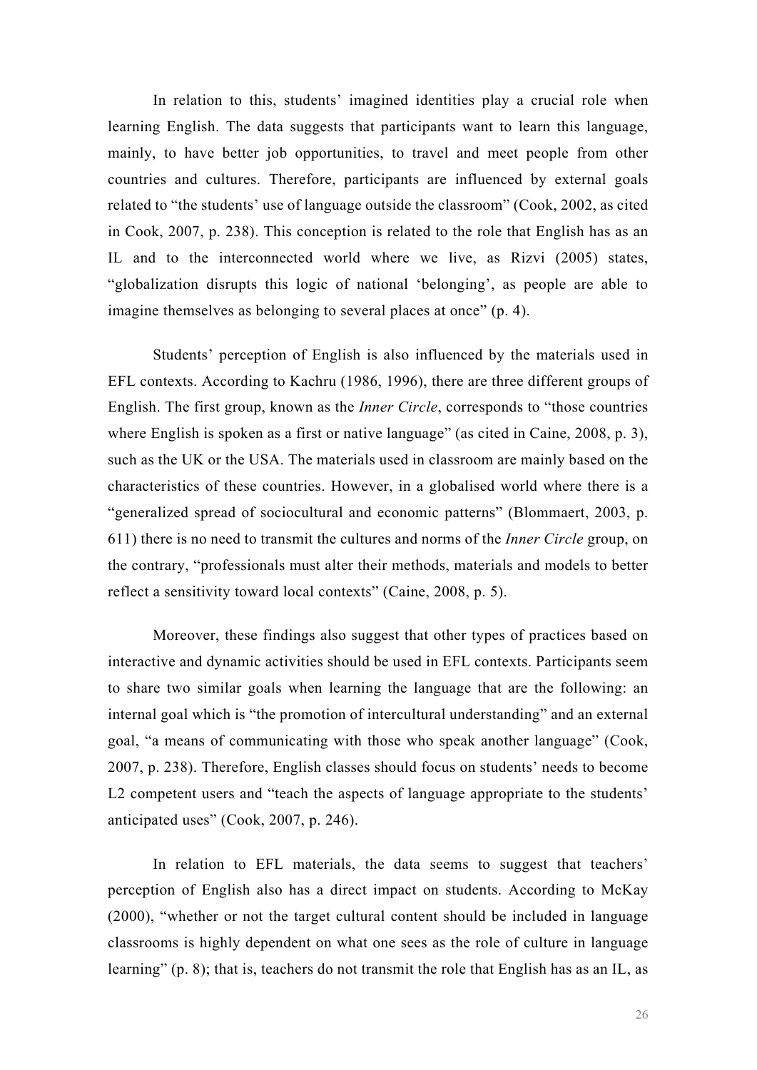In relation to this, students' imagined identities play a crucial role when learning English. The data suggests that participants want to learn this language, mainly, to have better job opportunities, to travel and meet people from other countries and cultures. Therefore, participants are influenced by external goals related to "the students' use of language outside the classroom" (Cook, 2002, as cited in Cook, 2007, p. 238). This conception is related to the role that English has as an IL and to the interconnected world where we live, as Rizvi (2005) states, "globalization disrupts this logic of national 'belonging', as people are able to imagine themselves as belonging to several places at once" (p. 4).

Students' perception of English is also influenced by the materials used in EFL contexts. According to Kachru (1986, 1996), there are three different groups of English. The first group, known as the *Inner Circle*, corresponds to "those countries where English is spoken as a first or native language" (as cited in Caine, 2008, p. 3), such as the UK or the USA. The materials used in classroom are mainly based on the characteristics of these countries. However, in a globalised world where there is a "generalized spread of sociocultural and economic patterns" (Blommaert, 2003, p. 611) there is no need to transmit the cultures and norms of the *Inner Circle* group, on the contrary, "professionals must alter their methods, materials and models to better reflect a sensitivity toward local contexts" (Caine, 2008, p. 5).

Moreover, these findings also suggest that other types of practices based on interactive and dynamic activities should be used in EFL contexts. Participants seem to share two similar goals when learning the language that are the following: an internal goal which is "the promotion of intercultural understanding" and an external goal, "a means of communicating with those who speak another language" (Cook, 2007, p. 238). Therefore, English classes should focus on students' needs to become L2 competent users and "teach the aspects of language appropriate to the students' anticipated uses" (Cook, 2007, p. 246).

In relation to EFL materials, the data seems to suggest that teachers' perception of English also has a direct impact on students. According to McKay (2000), "whether or not the target cultural content should be included in language classrooms is highly dependent on what one sees as the role of culture in language learning" (p. 8); that is, teachers do not transmit the role that English has as an IL, as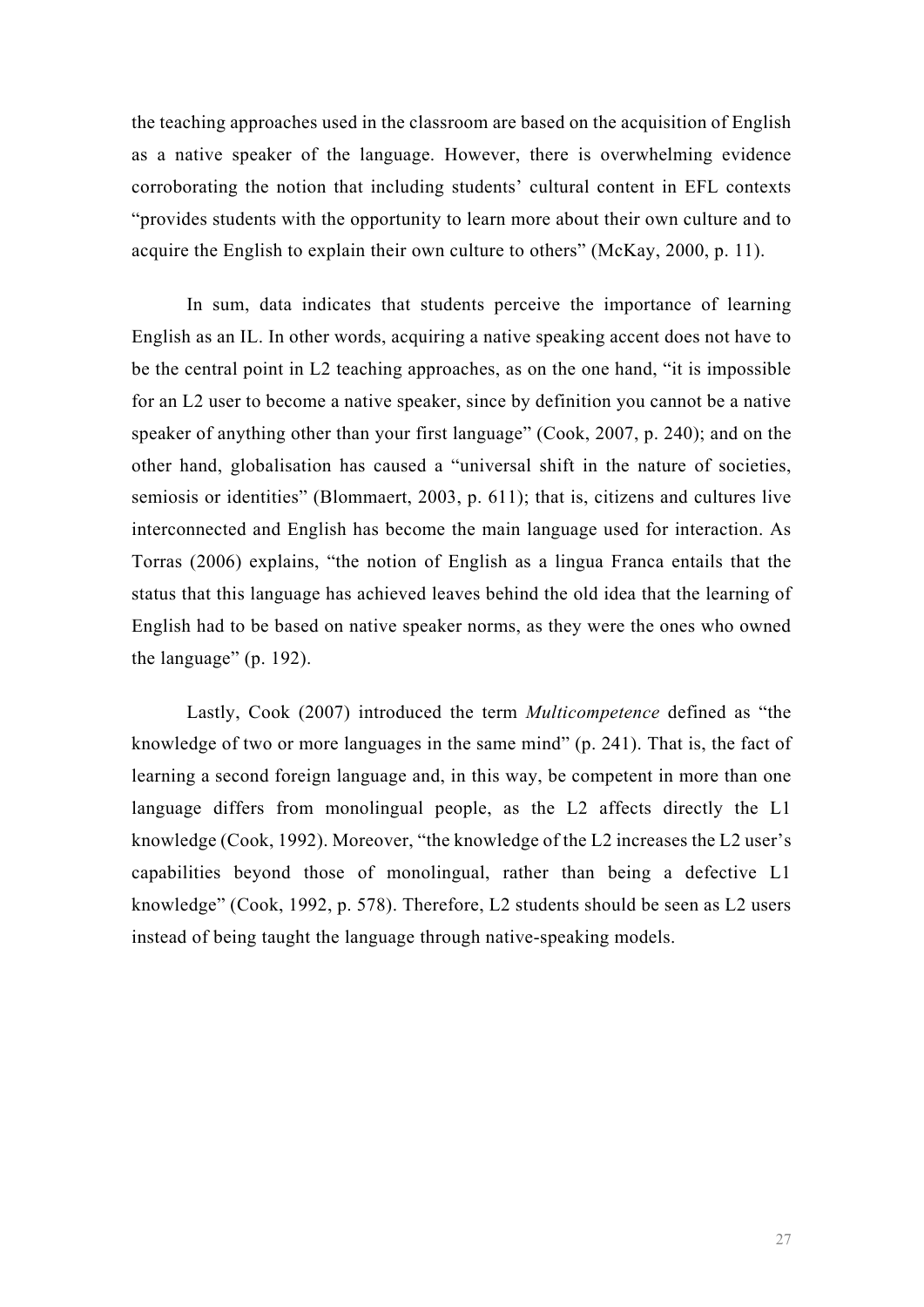the teaching approaches used in the classroom are based on the acquisition of English as a native speaker of the language. However, there is overwhelming evidence corroborating the notion that including students' cultural content in EFL contexts "provides students with the opportunity to learn more about their own culture and to acquire the English to explain their own culture to others" (McKay, 2000, p. 11).

In sum, data indicates that students perceive the importance of learning English as an IL. In other words, acquiring a native speaking accent does not have to be the central point in L2 teaching approaches, as on the one hand, "it is impossible for an L2 user to become a native speaker, since by definition you cannot be a native speaker of anything other than your first language" (Cook, 2007, p. 240); and on the other hand, globalisation has caused a "universal shift in the nature of societies, semiosis or identities" (Blommaert, 2003, p. 611); that is, citizens and cultures live interconnected and English has become the main language used for interaction. As Torras (2006) explains, "the notion of English as a lingua Franca entails that the status that this language has achieved leaves behind the old idea that the learning of English had to be based on native speaker norms, as they were the ones who owned the language" (p. 192).

Lastly, Cook (2007) introduced the term *Multicompetence* defined as "the knowledge of two or more languages in the same mind" (p. 241). That is, the fact of learning a second foreign language and, in this way, be competent in more than one language differs from monolingual people, as the L2 affects directly the L1 knowledge (Cook, 1992). Moreover, "the knowledge of the L2 increases the L2 user's capabilities beyond those of monolingual, rather than being a defective L1 knowledge" (Cook, 1992, p. 578). Therefore, L2 students should be seen as L2 users instead of being taught the language through native-speaking models.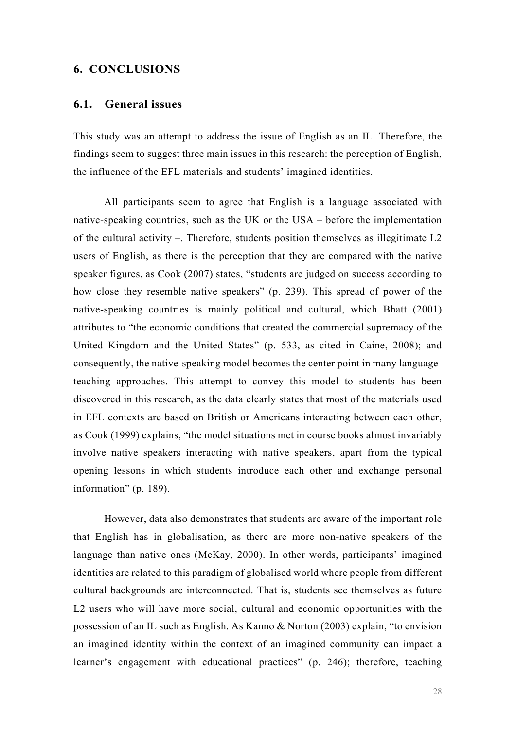# 6. CONCLUSIONS

## 6.1. General issues

This study was an attempt to address the issue of English as an IL. Therefore, the findings seem to suggest three main issues in this research: the perception of English, the influence of the EFL materials and students' imagined identities.

All participants seem to agree that English is a language associated with native-speaking countries, such as the UK or the USA – before the implementation of the cultural activity –. Therefore, students position themselves as illegitimate L2 users of English, as there is the perception that they are compared with the native speaker figures, as Cook (2007) states, "students are judged on success according to how close they resemble native speakers" (p. 239). This spread of power of the native-speaking countries is mainly political and cultural, which Bhatt (2001) attributes to "the economic conditions that created the commercial supremacy of the United Kingdom and the United States" (p. 533, as cited in Caine, 2008); and consequently, the native-speaking model becomes the center point in many language-teaching approaches. This attempt to convey this model to students has been discovered in this research, as the data clearly states that most of the materials used in EFL contexts are based on British or Americans interacting between each other, as Cook (1999) explains, "the model situations met in course books almost invariably involve native speakers interacting with native speakers, apart from the typical opening lessons in which students introduce each other and exchange personal information" (p. 189).

However, data also demonstrates that students are aware of the important role that English has in globalisation, as there are more non-native speakers of the language than native ones (McKay, 2000). In other words, participants' imagined identities are related to this paradigm of globalised world where people from different cultural backgrounds are interconnected. That is, students see themselves as future L2 users who will have more social, cultural and economic opportunities with the possession of an IL such as English. As Kanno & Norton (2003) explain, "to envision an imagined identity within the context of an imagined community can impact a learner's engagement with educational practices" (p. 246); therefore, teaching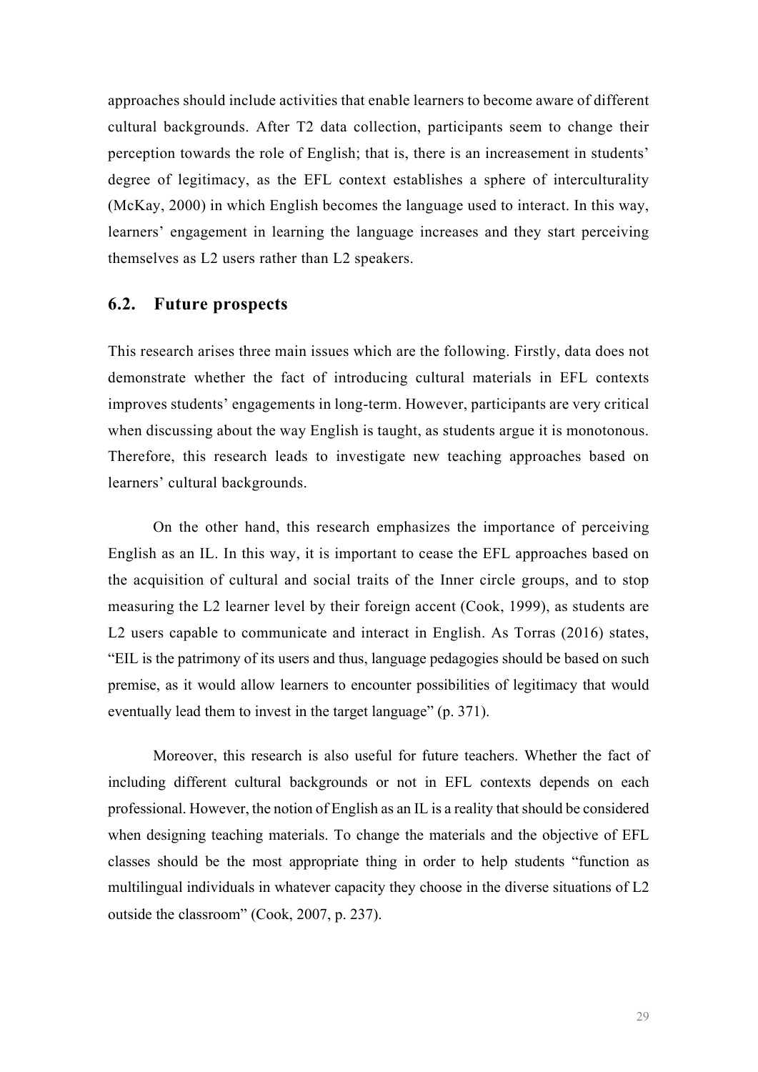approaches should include activities that enable learners to become aware of different cultural backgrounds. After T2 data collection, participants seem to change their perception towards the role of English; that is, there is an increasement in students' degree of legitimacy, as the EFL context establishes a sphere of interculturality (McKay, 2000) in which English becomes the language used to interact. In this way, learners' engagement in learning the language increases and they start perceiving themselves as L2 users rather than L2 speakers.

## 6.2. Future prospects

This research arises three main issues which are the following. Firstly, data does not demonstrate whether the fact of introducing cultural materials in EFL contexts improves students' engagements in long-term. However, participants are very critical when discussing about the way English is taught, as students argue it is monotonous. Therefore, this research leads to investigate new teaching approaches based on learners' cultural backgrounds.

On the other hand, this research emphasizes the importance of perceiving English as an IL. In this way, it is important to cease the EFL approaches based on the acquisition of cultural and social traits of the Inner circle groups, and to stop measuring the L2 learner level by their foreign accent (Cook, 1999), as students are L2 users capable to communicate and interact in English. As Torras (2016) states, "EIL is the patrimony of its users and thus, language pedagogies should be based on such premise, as it would allow learners to encounter possibilities of legitimacy that would eventually lead them to invest in the target language" (p. 371).

Moreover, this research is also useful for future teachers. Whether the fact of including different cultural backgrounds or not in EFL contexts depends on each professional. However, the notion of English as an IL is a reality that should be considered when designing teaching materials. To change the materials and the objective of EFL classes should be the most appropriate thing in order to help students "function as multilingual individuals in whatever capacity they choose in the diverse situations of L2 outside the classroom" (Cook, 2007, p. 237).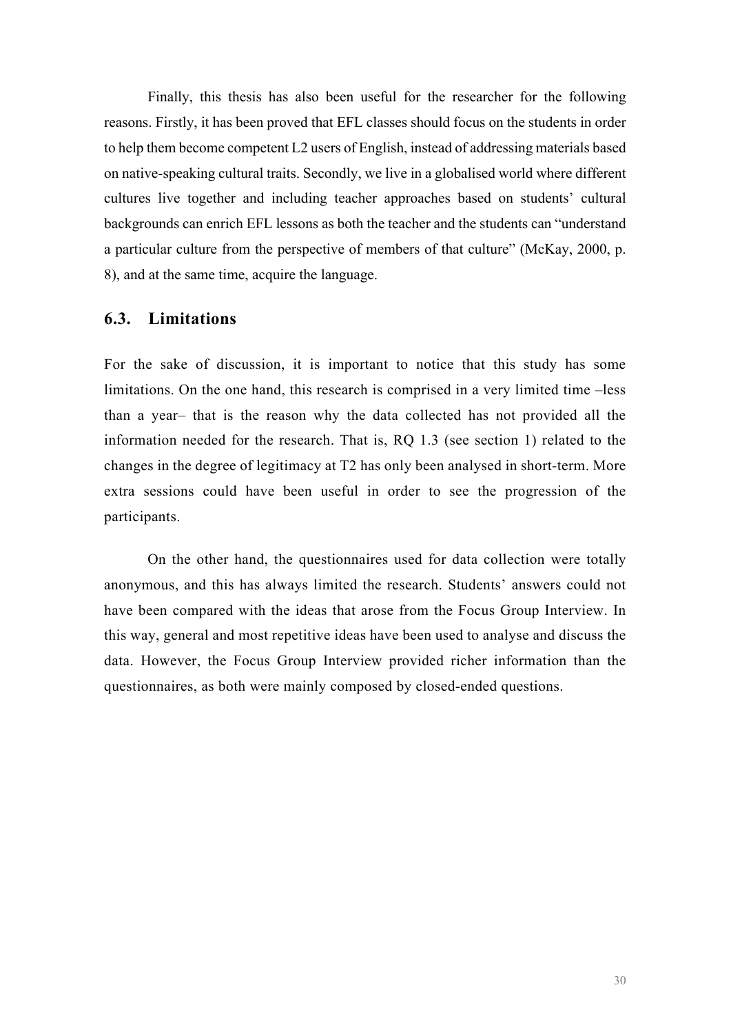Finally, this thesis has also been useful for the researcher for the following reasons. Firstly, it has been proved that EFL classes should focus on the students in order to help them become competent L2 users of English, instead of addressing materials based on native-speaking cultural traits. Secondly, we live in a globalised world where different cultures live together and including teacher approaches based on students' cultural backgrounds can enrich EFL lessons as both the teacher and the students can "understand a particular culture from the perspective of members of that culture" (McKay, 2000, p. 8), and at the same time, acquire the language.

## 6.3. Limitations

For the sake of discussion, it is important to notice that this study has some limitations. On the one hand, this research is comprised in a very limited time –less than a year– that is the reason why the data collected has not provided all the information needed for the research. That is, RQ 1.3 (see section 1) related to the changes in the degree of legitimacy at T2 has only been analysed in short-term. More extra sessions could have been useful in order to see the progression of the participants.

On the other hand, the questionnaires used for data collection were totally anonymous, and this has always limited the research. Students' answers could not have been compared with the ideas that arose from the Focus Group Interview. In this way, general and most repetitive ideas have been used to analyse and discuss the data. However, the Focus Group Interview provided richer information than the questionnaires, as both were mainly composed by closed-ended questions.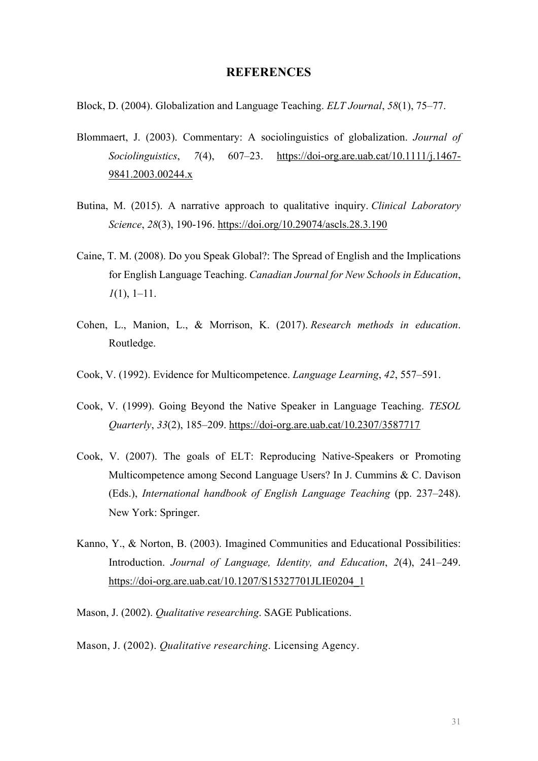# REFERENCES

Block, D. (2004). Globalization and Language Teaching. *ELT Journal*, *58*(1), 75–77.

Blommaert, J. (2003). Commentary: A sociolinguistics of globalization. *Journal of Sociolinguistics*, *7*(4), 607–23. https://doi-org.are.uab.cat/10.1111/j.1467-9841.2003.00244.x

Butina, M. (2015). A narrative approach to qualitative inquiry. *Clinical Laboratory Science*, *28*(3), 190-196. https://doi.org/10.29074/ascls.28.3.190

Caine, T. M. (2008). Do you Speak Global?: The Spread of English and the Implications for English Language Teaching. *Canadian Journal for New Schools in Education*, *1*(1), 1–11.

Cohen, L., Manion, L., & Morrison, K. (2017). *Research methods in education*. Routledge.

Cook, V. (1992). Evidence for Multicompetence. *Language Learning*, *42*, 557–591.

Cook, V. (1999). Going Beyond the Native Speaker in Language Teaching. *TESOL Quarterly*, *33*(2), 185–209. https://doi-org.are.uab.cat/10.2307/3587717

Cook, V. (2007). The goals of ELT: Reproducing Native-Speakers or Promoting Multicompetence among Second Language Users? In J. Cummins & C. Davison (Eds.), *International handbook of English Language Teaching* (pp. 237–248). New York: Springer.

Kanno, Y., & Norton, B. (2003). Imagined Communities and Educational Possibilities: Introduction. *Journal of Language, Identity, and Education*, *2*(4), 241–249. https://doi-org.are.uab.cat/10.1207/S15327701JLIE0204_1

Mason, J. (2002). *Qualitative researching*. SAGE Publications.

Mason, J. (2002). *Qualitative researching*. Licensing Agency.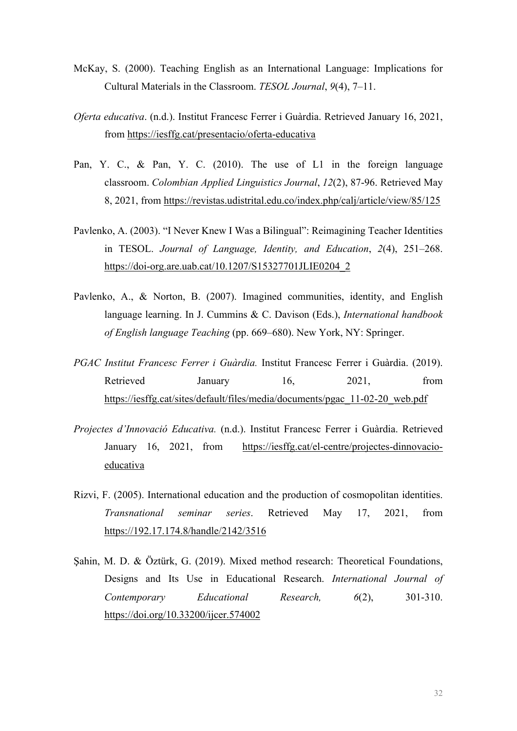McKay, S. (2000). Teaching English as an International Language: Implications for Cultural Materials in the Classroom. *TESOL Journal*, *9*(4), 7–11.

*Oferta educativa*. (n.d.). Institut Francesc Ferrer i Guàrdia. Retrieved January 16, 2021, from https://iesffg.cat/presentacio/oferta-educativa

Pan, Y. C., & Pan, Y. C. (2010). The use of L1 in the foreign language classroom. *Colombian Applied Linguistics Journal*, *12*(2), 87-96. Retrieved May 8, 2021, from https://revistas.udistrital.edu.co/index.php/calj/article/view/85/125

Pavlenko, A. (2003). "I Never Knew I Was a Bilingual": Reimagining Teacher Identities in TESOL. *Journal of Language, Identity, and Education*, *2*(4), 251–268. https://doi-org.are.uab.cat/10.1207/S15327701JLIE0204_2

Pavlenko, A., & Norton, B. (2007). Imagined communities, identity, and English language learning. In J. Cummins & C. Davison (Eds.), *International handbook of English language Teaching* (pp. 669–680). New York, NY: Springer.

*PGAC Institut Francesc Ferrer i Guàrdia.* Institut Francesc Ferrer i Guàrdia. (2019). Retrieved January 16, 2021, from https://iesffg.cat/sites/default/files/media/documents/pgac_11-02-20_web.pdf

*Projectes d'Innovació Educativa.* (n.d.). Institut Francesc Ferrer i Guàrdia. Retrieved January 16, 2021, from https://iesffg.cat/el-centre/projectes-dinnovacio-educativa

Rizvi, F. (2005). International education and the production of cosmopolitan identities. *Transnational seminar series*. Retrieved May 17, 2021, from https://192.17.174.8/handle/2142/3516

Şahin, M. D. & Öztürk, G. (2019). Mixed method research: Theoretical Foundations, Designs and Its Use in Educational Research. *International Journal of Contemporary Educational Research,* *6*(2), 301-310. https://doi.org/10.33200/ijcer.574002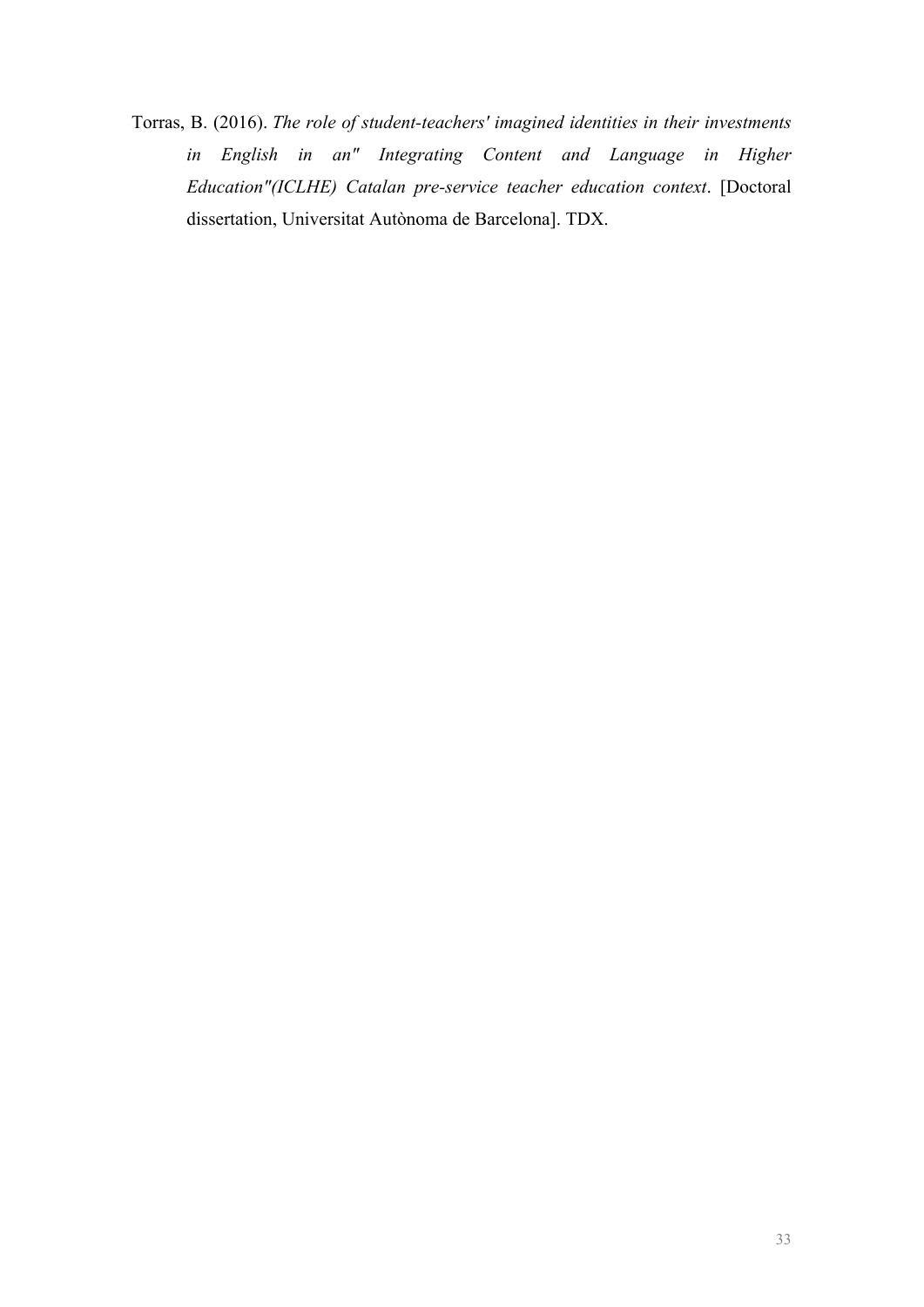Torras, B. (2016). *The role of student-teachers' imagined identities in their investments in English in an" Integrating Content and Language in Higher Education"(ICLHE) Catalan pre-service teacher education context*. [Doctoral dissertation, Universitat Autònoma de Barcelona]. TDX.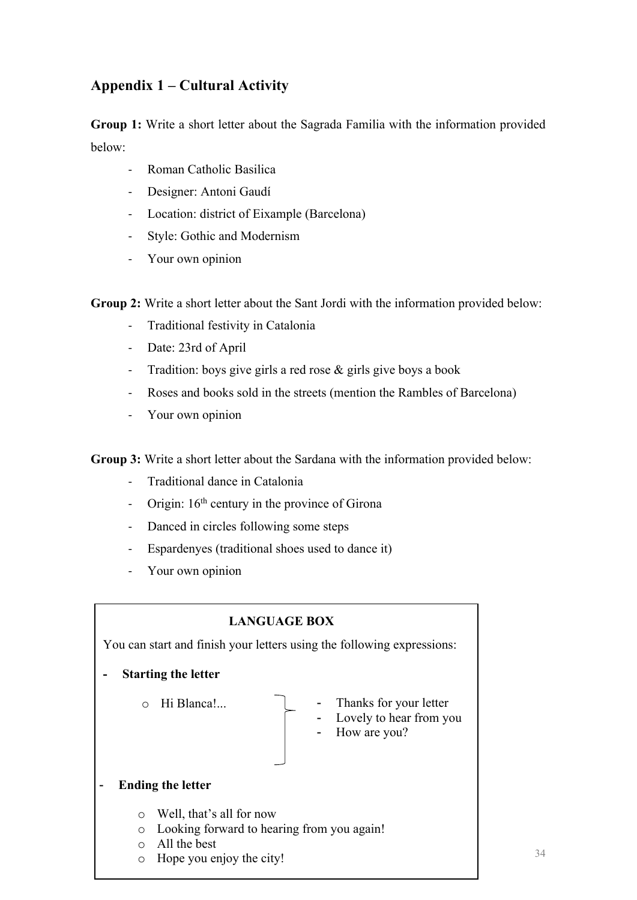## Appendix 1 – Cultural Activity

**Group 1:** Write a short letter about the Sagrada Familia with the information provided below:

- Roman Catholic Basilica
- Designer: Antoni Gaudí
- Location: district of Eixample (Barcelona)
- Style: Gothic and Modernism
- Your own opinion

**Group 2:** Write a short letter about the Sant Jordi with the information provided below:

- Traditional festivity in Catalonia
- Date: 23rd of April
- Tradition: boys give girls a red rose & girls give boys a book
- Roses and books sold in the streets (mention the Rambles of Barcelona)
- Your own opinion

**Group 3:** Write a short letter about the Sardana with the information provided below:

- Traditional dance in Catalonia
- Origin: 16th century in the province of Girona
- Danced in circles following some steps
- Espardenyes (traditional shoes used to dance it)
- Your own opinion

**LANGUAGE BOX**

You can start and finish your letters using the following expressions:

- **Starting the letter**
  - Hi Blanca!... }
    - Thanks for your letter
    - Lovely to hear from you
    - How are you?
- **Ending the letter**
  - Well, that's all for now
  - Looking forward to hearing from you again!
  - All the best
  - Hope you enjoy the city!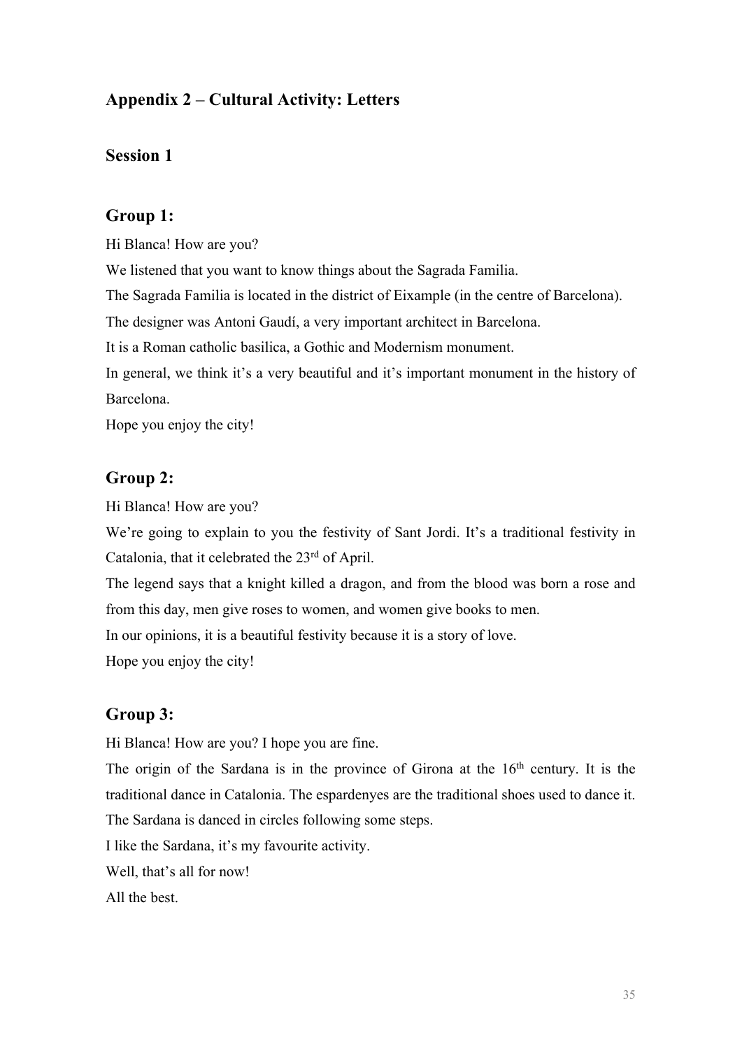## Appendix 2 – Cultural Activity: Letters

### Session 1

### Group 1:

Hi Blanca! How are you?

We listened that you want to know things about the Sagrada Familia.

The Sagrada Familia is located in the district of Eixample (in the centre of Barcelona).

The designer was Antoni Gaudí, a very important architect in Barcelona.

It is a Roman catholic basilica, a Gothic and Modernism monument.

In general, we think it's a very beautiful and it's important monument in the history of Barcelona.

Hope you enjoy the city!

### Group 2:

Hi Blanca! How are you?

We're going to explain to you the festivity of Sant Jordi. It's a traditional festivity in Catalonia, that it celebrated the 23rd of April.

The legend says that a knight killed a dragon, and from the blood was born a rose and from this day, men give roses to women, and women give books to men.

In our opinions, it is a beautiful festivity because it is a story of love.

Hope you enjoy the city!

### Group 3:

Hi Blanca! How are you? I hope you are fine.

The origin of the Sardana is in the province of Girona at the 16th century. It is the traditional dance in Catalonia. The espardenyes are the traditional shoes used to dance it. The Sardana is danced in circles following some steps.

I like the Sardana, it's my favourite activity.

Well, that's all for now!

All the best.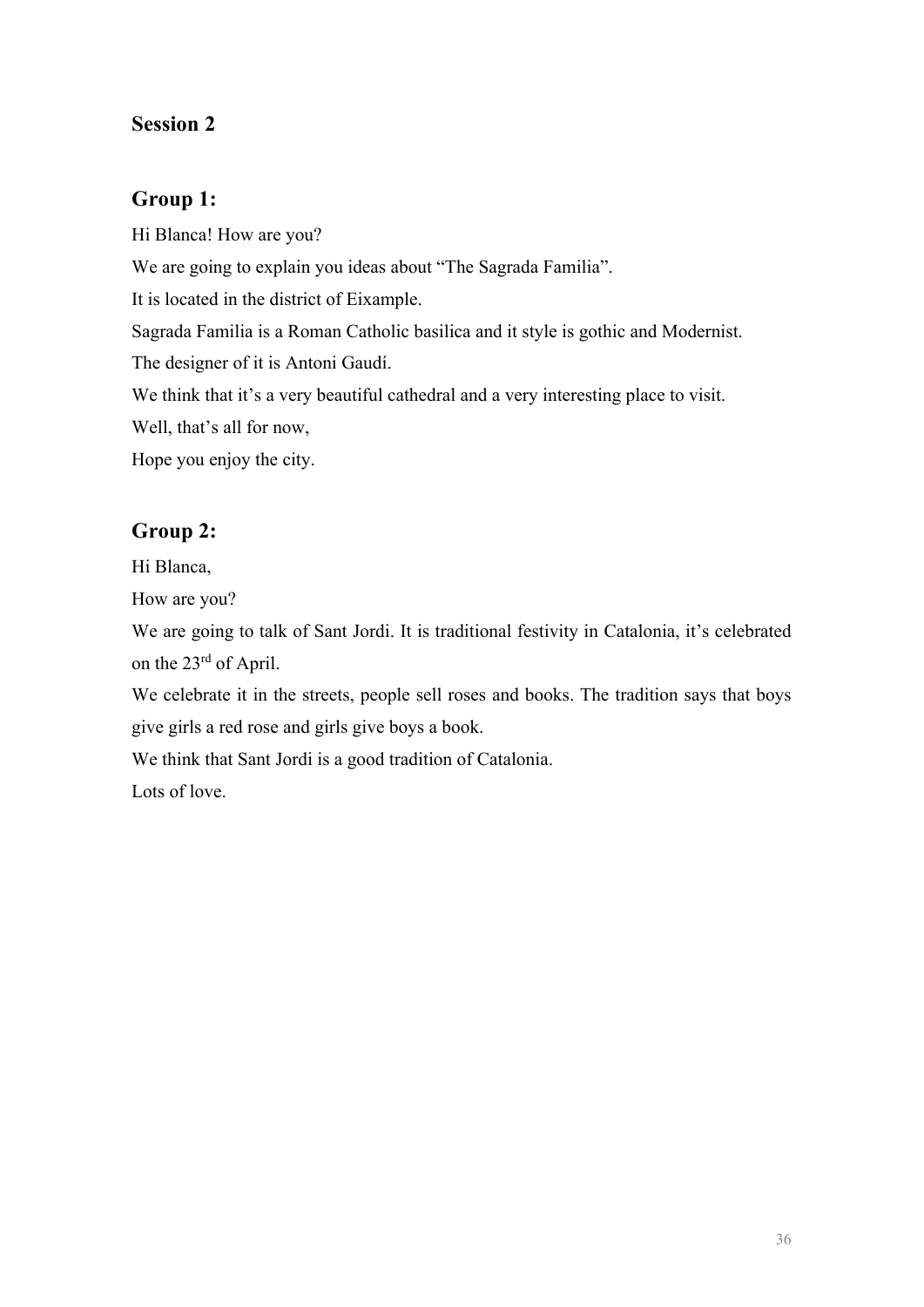## Session 2

### Group 1:

Hi Blanca! How are you?

We are going to explain you ideas about “The Sagrada Familia”.

It is located in the district of Eixample.

Sagrada Familia is a Roman Catholic basilica and it style is gothic and Modernist.

The designer of it is Antoni Gaudí.

We think that it’s a very beautiful cathedral and a very interesting place to visit.

Well, that’s all for now,

Hope you enjoy the city.

### Group 2:

Hi Blanca,

How are you?

We are going to talk of Sant Jordi. It is traditional festivity in Catalonia, it’s celebrated on the 23rd of April.

We celebrate it in the streets, people sell roses and books. The tradition says that boys give girls a red rose and girls give boys a book.

We think that Sant Jordi is a good tradition of Catalonia.

Lots of love.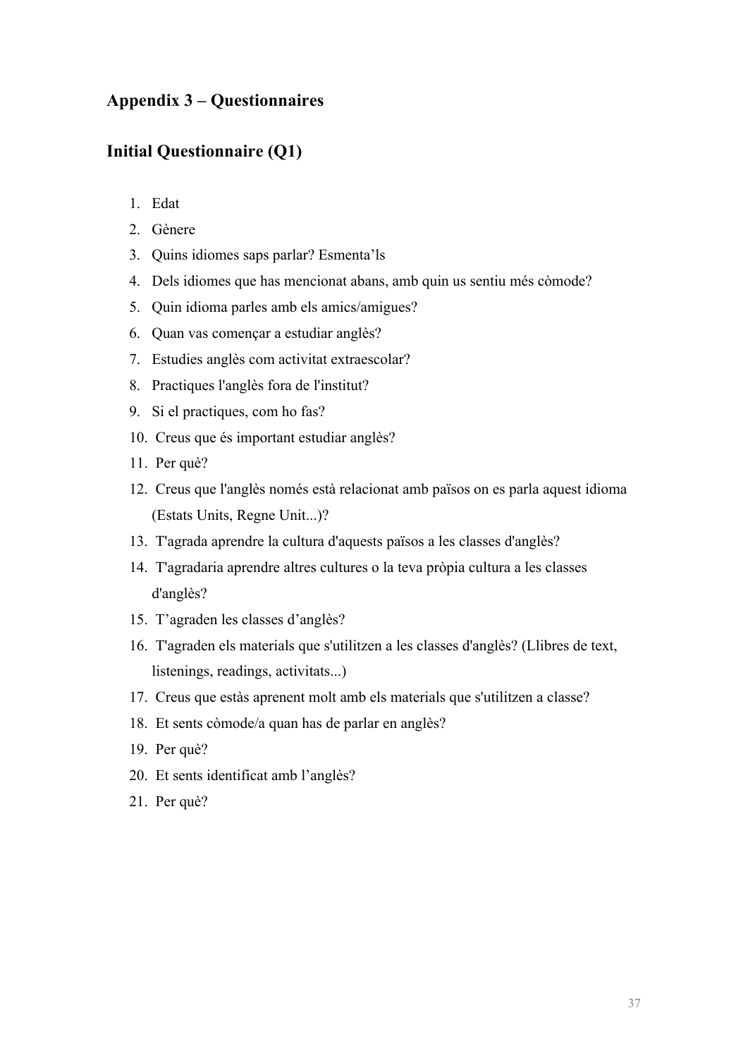## Appendix 3 – Questionnaires

## Initial Questionnaire (Q1)

1. Edat
2. Gènere
3. Quins idiomes saps parlar? Esmenta'ls
4. Dels idiomes que has mencionat abans, amb quin us sentiu més còmode?
5. Quin idioma parles amb els amics/amigues?
6. Quan vas començar a estudiar anglès?
7. Estudies anglès com activitat extraescolar?
8. Practiques l'anglès fora de l'institut?
9. Si el practiques, com ho fas?
10. Creus que és important estudiar anglès?
11. Per què?
12. Creus que l'anglès només està relacionat amb països on es parla aquest idioma (Estats Units, Regne Unit...)?
13. T'agrada aprendre la cultura d'aquests països a les classes d'anglès?
14. T'agradaria aprendre altres cultures o la teva pròpia cultura a les classes d'anglès?
15. T'agraden les classes d'anglès?
16. T'agraden els materials que s'utilitzen a les classes d'anglès? (Llibres de text, listenings, readings, activitats...)
17. Creus que estàs aprenent molt amb els materials que s'utilitzen a classe?
18. Et sents còmode/a quan has de parlar en anglès?
19. Per què?
20. Et sents identificat amb l'anglès?
21. Per què?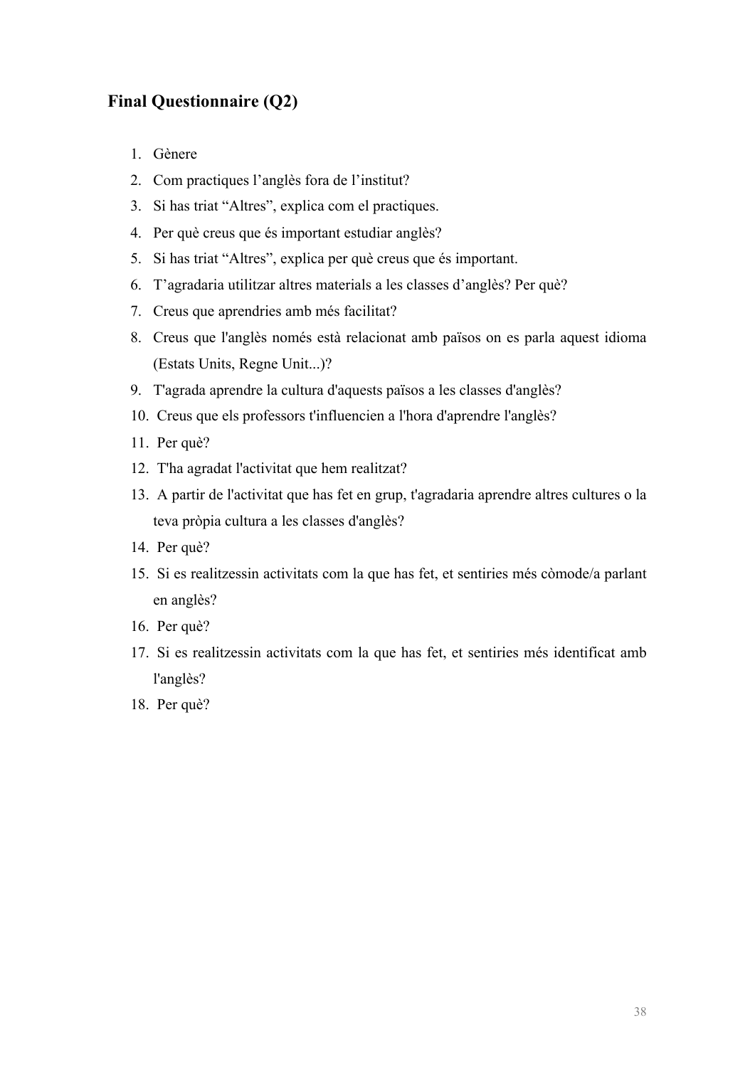## Final Questionnaire (Q2)

1. Gènere
2. Com practiques l'anglès fora de l'institut?
3. Si has triat "Altres", explica com el practiques.
4. Per què creus que és important estudiar anglès?
5. Si has triat "Altres", explica per què creus que és important.
6. T'agradaria utilitzar altres materials a les classes d'anglès? Per què?
7. Creus que aprendries amb més facilitat?
8. Creus que l'anglès només està relacionat amb països on es parla aquest idioma (Estats Units, Regne Unit...)?
9. T'agrada aprendre la cultura d'aquests països a les classes d'anglès?
10. Creus que els professors t'influencien a l'hora d'aprendre l'anglès?
11. Per què?
12. T'ha agradat l'activitat que hem realitzat?
13. A partir de l'activitat que has fet en grup, t'agradaria aprendre altres cultures o la teva pròpia cultura a les classes d'anglès?
14. Per què?
15. Si es realitzessin activitats com la que has fet, et sentiries més còmode/a parlant en anglès?
16. Per què?
17. Si es realitzessin activitats com la que has fet, et sentiries més identificat amb l'anglès?
18. Per què?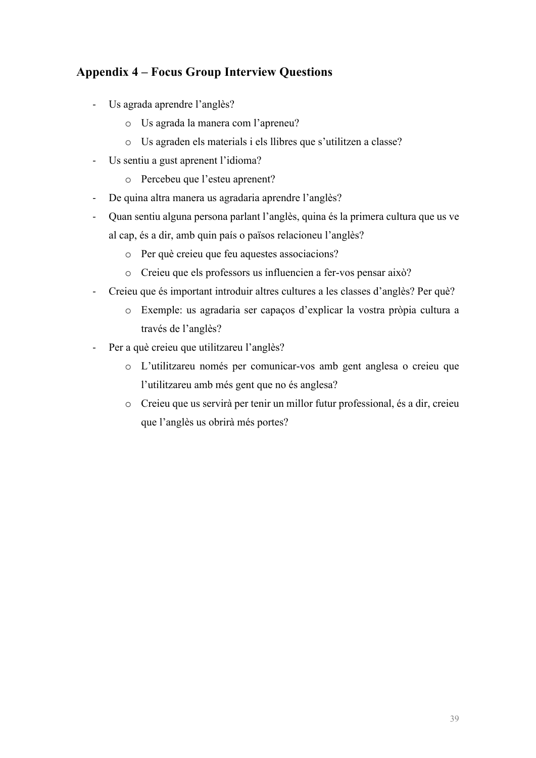## Appendix 4 – Focus Group Interview Questions

- Us agrada aprendre l'anglès?
    - Us agrada la manera com l'apreneu?
    - Us agraden els materials i els llibres que s'utilitzen a classe?
- Us sentiu a gust aprenent l'idioma?
    - Percebeu que l'esteu aprenent?
- De quina altra manera us agradaria aprendre l'anglès?
- Quan sentiu alguna persona parlant l'anglès, quina és la primera cultura que us ve al cap, és a dir, amb quin país o països relacioneu l'anglès?
    - Per què creieu que feu aquestes associacions?
    - Creieu que els professors us influencien a fer-vos pensar això?
- Creieu que és important introduir altres cultures a les classes d'anglès? Per què?
    - Exemple: us agradaria ser capaços d'explicar la vostra pròpia cultura a través de l'anglès?
- Per a què creieu que utilitzareu l'anglès?
    - L'utilitzareu només per comunicar-vos amb gent anglesa o creieu que l'utilitzareu amb més gent que no és anglesa?
    - Creieu que us servirà per tenir un millor futur professional, és a dir, creieu que l'anglès us obrirà més portes?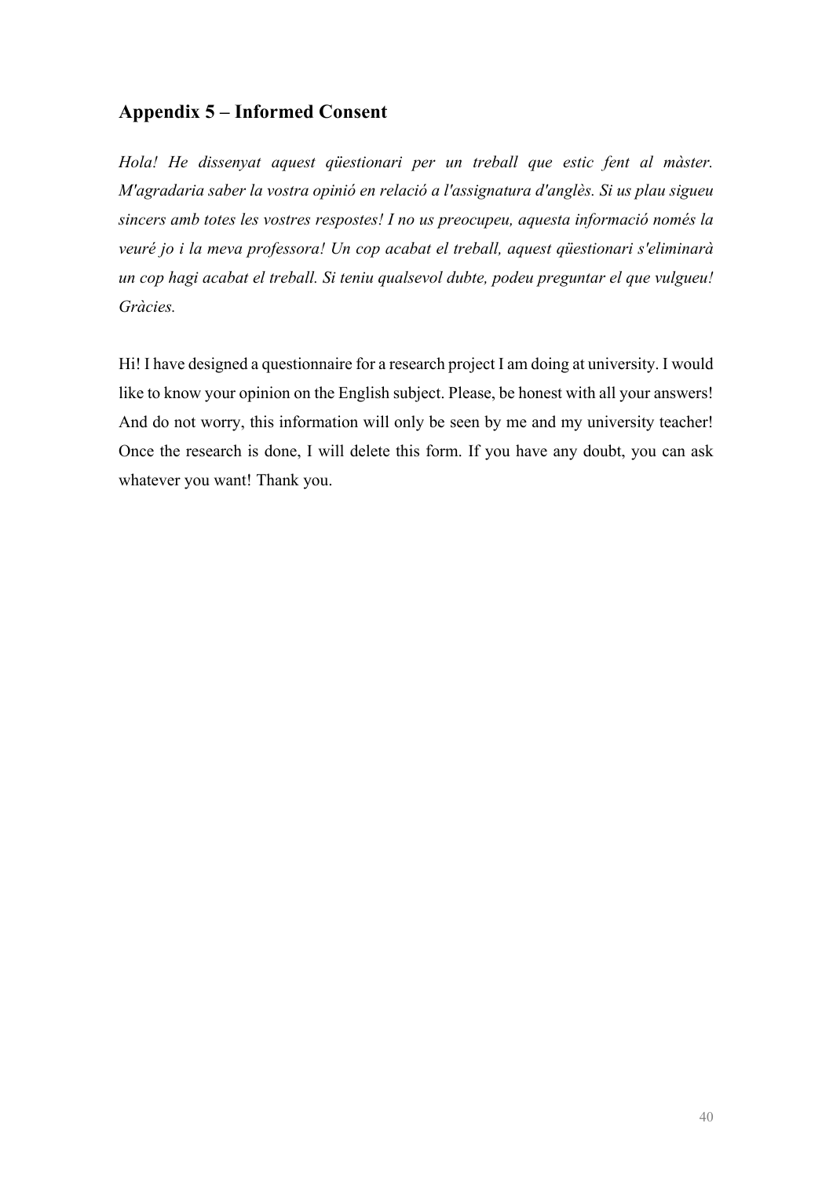## Appendix 5 – Informed Consent

*Hola! He dissenyat aquest qüestionari per un treball que estic fent al màster. M'agradaria saber la vostra opinió en relació a l'assignatura d'anglès. Si us plau sigueu sincers amb totes les vostres respostes! I no us preocupeu, aquesta informació només la veuré jo i la meva professora! Un cop acabat el treball, aquest qüestionari s'eliminarà un cop hagi acabat el treball. Si teniu qualsevol dubte, podeu preguntar el que vulgueu! Gràcies.*

Hi! I have designed a questionnaire for a research project I am doing at university. I would like to know your opinion on the English subject. Please, be honest with all your answers! And do not worry, this information will only be seen by me and my university teacher! Once the research is done, I will delete this form. If you have any doubt, you can ask whatever you want! Thank you.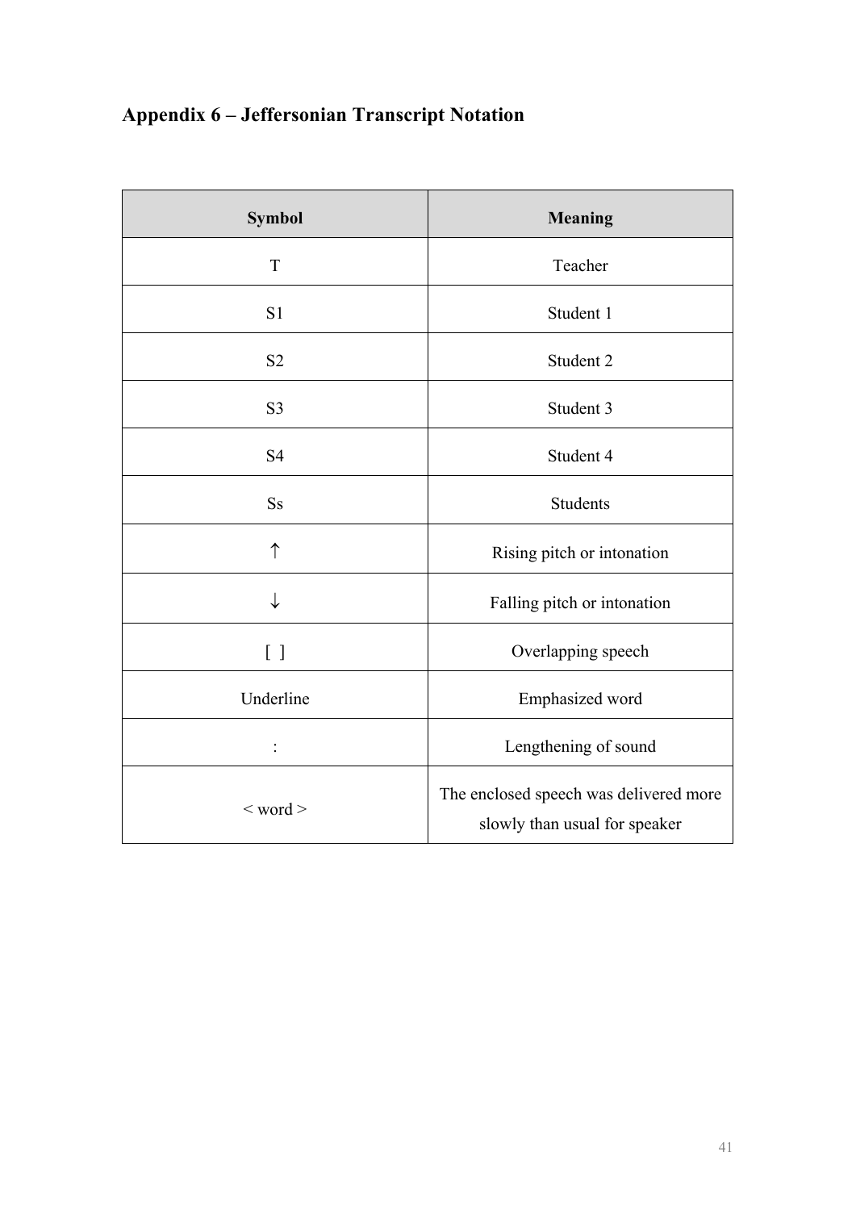## Appendix 6 – Jeffersonian Transcript Notation

| Symbol | Meaning |
|---|---|
| T | Teacher |
| S1 | Student 1 |
| S2 | Student 2 |
| S3 | Student 3 |
| S4 | Student 4 |
| Ss | Students |
| ↑ | Rising pitch or intonation |
| ↓ | Falling pitch or intonation |
| [ ] | Overlapping speech |
| Underline | Emphasized word |
| : | Lengthening of sound |
| < word > | The enclosed speech was delivered more slowly than usual for speaker |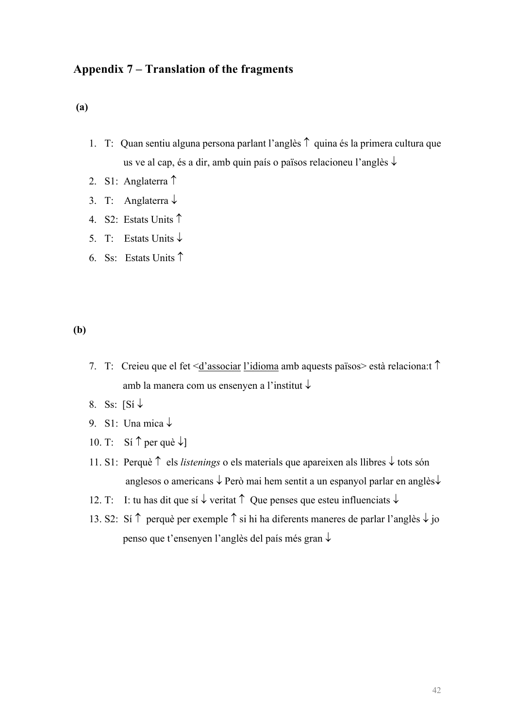## Appendix 7 – Translation of the fragments

**(a)**

1. T: Quan sentiu alguna persona parlant l'anglès ↑ quina és la primera cultura que us ve al cap, és a dir, amb quin país o països relacioneu l'anglès ↓
2. S1: Anglaterra ↑
3. T: Anglaterra ↓
4. S2: Estats Units ↑
5. T: Estats Units ↓
6. Ss: Estats Units ↑

**(b)**

7. T: Creieu que el fet <d'associar l'idioma amb aquests països> està relaciona:t ↑ amb la manera com us ensenyen a l'institut ↓
8. Ss: [Sí ↓
9. S1: Una mica ↓
10. T: Sí ↑ per què ↓]
11. S1: Perquè ↑ els *listenings* o els materials que apareixen als llibres ↓ tots són anglesos o americans ↓ Però mai hem sentit a un espanyol parlar en anglès↓
12. T: I: tu has dit que sí ↓ veritat ↑ Que penses que esteu influenciats ↓
13. S2: Sí ↑ perquè per exemple ↑ si hi ha diferents maneres de parlar l'anglès ↓ jo penso que t'ensenyen l'anglès del país més gran ↓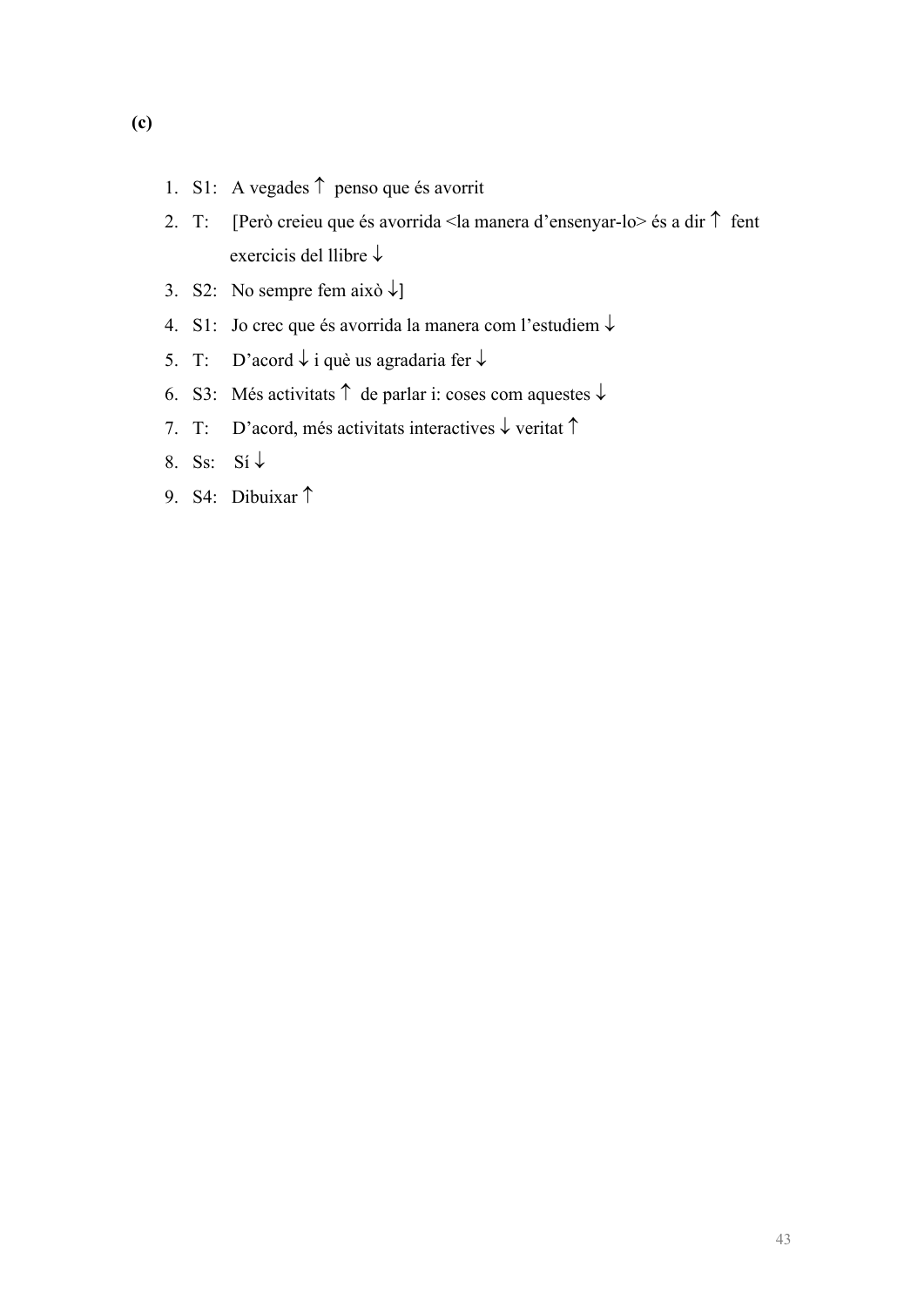**(c)**

1. S1: A vegades ↑ penso que és avorrit
2. T: [Però creieu que és avorrida <la manera d'ensenyar-lo> és a dir ↑ fent exercicis del llibre ↓
3. S2: No sempre fem això ↓]
4. S1: Jo crec que és avorrida la manera com l'estudiem ↓
5. T: D'acord ↓ i què us agradaria fer ↓
6. S3: Més activitats ↑ de parlar i: coses com aquestes ↓
7. T: D'acord, més activitats interactives ↓ veritat ↑
8. Ss: Sí ↓
9. S4: Dibuixar ↑